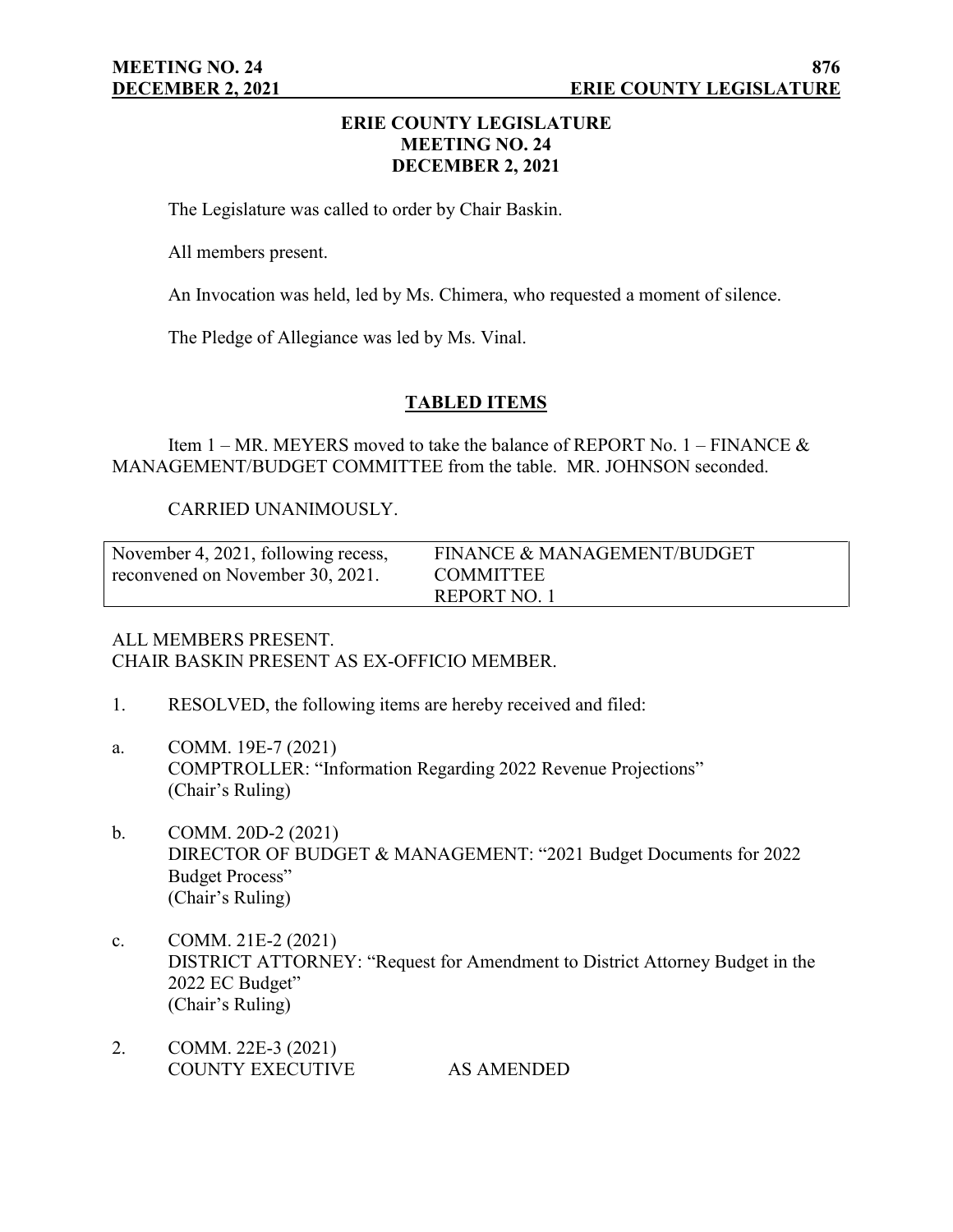# ERIE COUNTY LEGISLATURE
## MEETING NO. 24
## DECEMBER 2, 2021

The Legislature was called to order by Chair Baskin.

All members present.

An Invocation was held, led by Ms. Chimera, who requested a moment of silence.

The Pledge of Allegiance was led by Ms. Vinal.

## TABLED ITEMS

Item 1 – MR. MEYERS moved to take the balance of REPORT No. 1 – FINANCE & MANAGEMENT/BUDGET COMMITTEE from the table. MR. JOHNSON seconded.

CARRIED UNANIMOUSLY.

| November 4, 2021, following recess, reconvened on November 30, 2021. | FINANCE & MANAGEMENT/BUDGET COMMITTEE REPORT NO. 1 |
|---|---|

ALL MEMBERS PRESENT.
CHAIR BASKIN PRESENT AS EX-OFFICIO MEMBER.

1. RESOLVED, the following items are hereby received and filed:

a. COMM. 19E-7 (2021)
COMPTROLLER: "Information Regarding 2022 Revenue Projections"
(Chair's Ruling)

b. COMM. 20D-2 (2021)
DIRECTOR OF BUDGET & MANAGEMENT: "2021 Budget Documents for 2022 Budget Process"
(Chair's Ruling)

c. COMM. 21E-2 (2021)
DISTRICT ATTORNEY: "Request for Amendment to District Attorney Budget in the 2022 EC Budget"
(Chair's Ruling)

2. COMM. 22E-3 (2021)
COUNTY EXECUTIVE AS AMENDED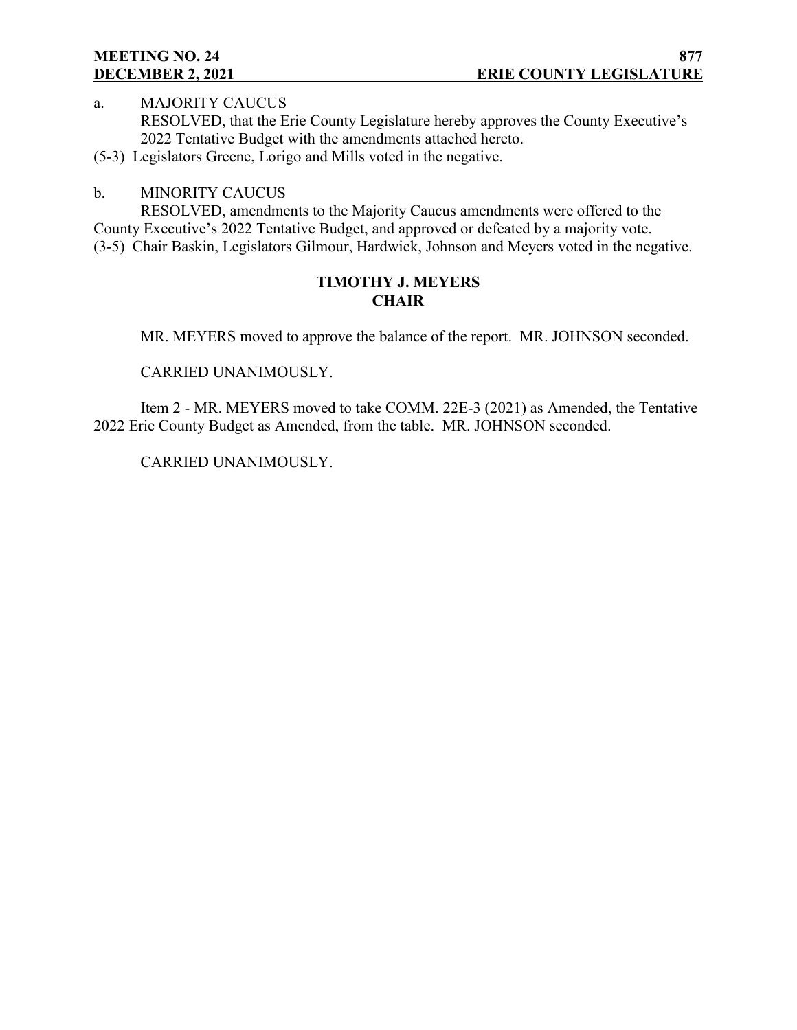a. MAJORITY CAUCUS

RESOLVED, that the Erie County Legislature hereby approves the County Executive's 2022 Tentative Budget with the amendments attached hereto.

(5-3) Legislators Greene, Lorigo and Mills voted in the negative.

b. MINORITY CAUCUS

RESOLVED, amendments to the Majority Caucus amendments were offered to the County Executive's 2022 Tentative Budget, and approved or defeated by a majority vote.

(3-5) Chair Baskin, Legislators Gilmour, Hardwick, Johnson and Meyers voted in the negative.

**TIMOTHY J. MEYERS**
**CHAIR**

MR. MEYERS moved to approve the balance of the report. MR. JOHNSON seconded.

CARRIED UNANIMOUSLY.

Item 2 - MR. MEYERS moved to take COMM. 22E-3 (2021) as Amended, the Tentative 2022 Erie County Budget as Amended, from the table. MR. JOHNSON seconded.

CARRIED UNANIMOUSLY.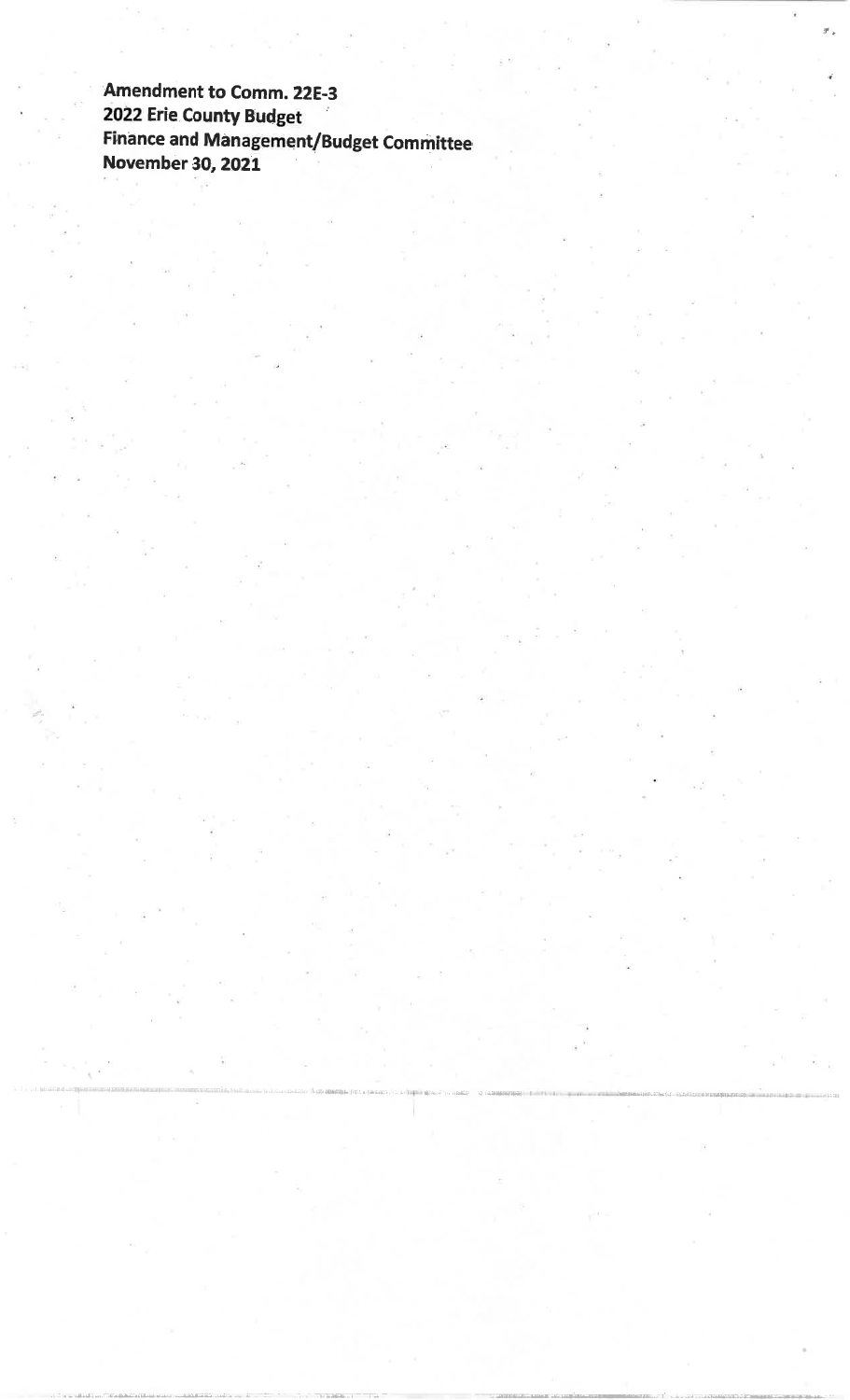**Amendment to Comm. 22E-3**
**2022 Erie County Budget**
**Finance and Management/Budget Committee**
**November 30, 2021**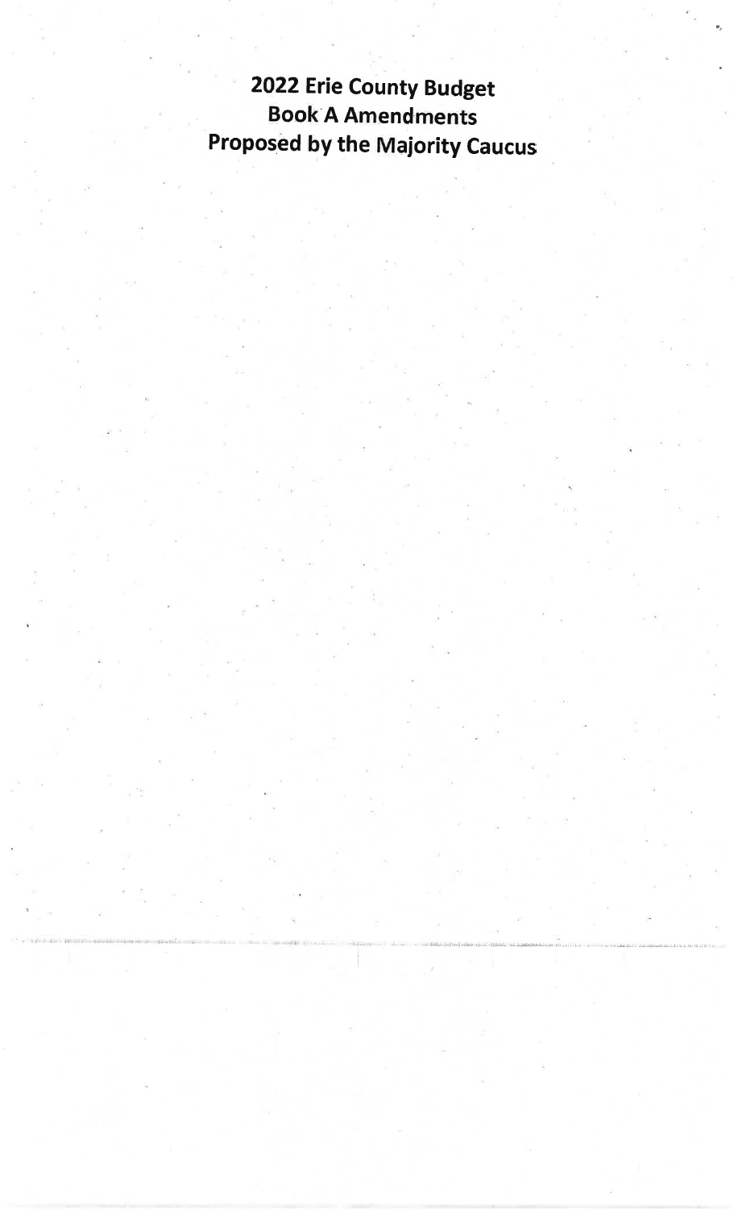# 2022 Erie County Budget
# Book A Amendments
# Proposed by the Majority Caucus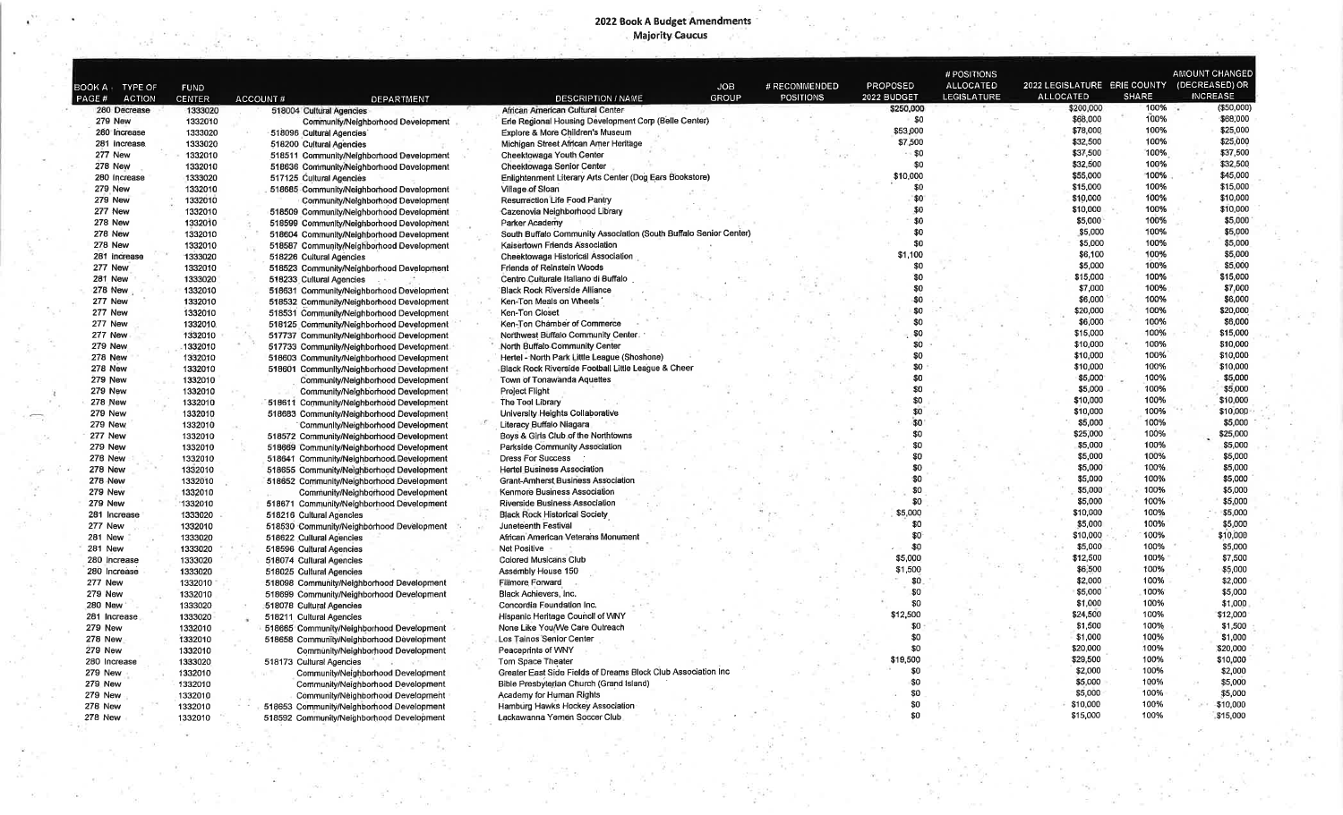# 2022 Book A Budget Amendments

## Majority Caucus

| BOOK A PAGE # | TYPE OF ACTION | FUND CENTER | ACCOUNT # | DEPARTMENT | DESCRIPTION / NAME | JOB GROUP | # RECOMMENDED POSITIONS | PROPOSED 2022 BUDGET | # POSITIONS ALLOCATED LEGISLATURE | 2022 LEGISLATURE ALLOCATED | ERIE COUNTY SHARE | AMOUNT CHANGED (DECREASED) OR INCREASE |
|---|---|---|---|---|---|---|---|---|---|---|---|---|
| 280 | Decrease | 1333020 | 518004 | Cultural Agencies | African American Cultural Center | | | $250,000 | | $200,000 | 100% | ($50,000) |
| 279 | New | 1332010 | | Community/Neighborhood Development | Erie Regional Housing Development Corp (Belle Center) | | | $0 | | $68,000 | 100% | $68,000 |
| 280 | Increase | 1333020 | 518096 | Cultural Agencies | Explore & More Children's Museum | | | $53,000 | | $78,000 | 100% | $25,000 |
| 281 | Increase | 1333020 | 518200 | Cultural Agencies | Michigan Street African Amer Heritage | | | $7,500 | | $32,500 | 100% | $25,000 |
| 277 | New | 1332010 | 518511 | Community/Neighborhood Development | Cheektowaga Youth Center | | | $0 | | $37,500 | 100% | $37,500 |
| 278 | New | 1332010 | 518636 | Community/Neighborhood Development | Cheektowaga Senior Center | | | $0 | | $32,500 | 100% | $32,500 |
| 280 | Increase | 1333020 | 517125 | Cultural Agencies | Enlightenment Literary Arts Center (Dog Ears Bookstore) | | | $10,000 | | $55,000 | 100% | $45,000 |
| 279 | New | 1332010 | 518685 | Community/Neighborhood Development | Village of Sloan | | | $0 | | $15,000 | 100% | $15,000 |
| 279 | New | 1332010 | | Community/Neighborhood Development | Resurrection Life Food Pantry | | | $0 | | $10,000 | 100% | $10,000 |
| 277 | New | 1332010 | 518509 | Community/Neighborhood Development | Cazenovia Neighborhood Library | | | $0 | | $10,000 | 100% | $10,000 |
| 278 | New | 1332010 | 518599 | Community/Neighborhood Development | Parker Academy | | | $0 | | $5,000 | 100% | $5,000 |
| 278 | New | 1332010 | 518604 | Community/Neighborhood Development | South Buffalo Community Association (South Buffalo Senior Center) | | | $0 | | $5,000 | 100% | $5,000 |
| 278 | New | 1332010 | 518587 | Community/Neighborhood Development | Kaisertown Friends Association | | | $0 | | $5,000 | 100% | $5,000 |
| 281 | Increase | 1333020 | 518226 | Cultural Agencies | Cheektowaga Historical Association | | | $1,100 | | $6,100 | 100% | $5,000 |
| 277 | New | 1332010 | 518523 | Community/Neighborhood Development | Friends of Reinstein Woods | | | $0 | | $5,000 | 100% | $5,000 |
| 281 | New | 1333020 | 518233 | Cultural Agencies | Centro Culturale Italiano di Buffalo | | | $0 | | $15,000 | 100% | $15,000 |
| 278 | New | 1332010 | 518631 | Community/Neighborhood Development | Black Rock Riverside Alliance | | | $0 | | $7,000 | 100% | $7,000 |
| 277 | New | 1332010 | 518532 | Community/Neighborhood Development | Ken-Ton Meals on Wheels | | | $0 | | $6,000 | 100% | $6,000 |
| 277 | New | 1332010 | 518531 | Community/Neighborhood Development | Ken-Ton Closet | | | $0 | | $20,000 | 100% | $20,000 |
| 277 | New | 1332010 | 518125 | Community/Neighborhood Development | Ken-Ton Chamber of Commerce | | | $0 | | $6,000 | 100% | $6,000 |
| 277 | New | 1332010 | 517737 | Community/Neighborhood Development | Northwest Buffalo Community Center | | | $0 | | $15,000 | 100% | $15,000 |
| 279 | New | 1332010 | 517733 | Community/Neighborhood Development | North Buffalo Community Center | | | $0 | | $10,000 | 100% | $10,000 |
| 278 | New | 1332010 | 518603 | Community/Neighborhood Development | Hertel - North Park Little League (Shoshone) | | | $0 | | $10,000 | 100% | $10,000 |
| 278 | New | 1332010 | 518601 | Community/Neighborhood Development | Black Rock Riverside Football Little League & Cheer | | | $0 | | $10,000 | 100% | $10,000 |
| 279 | New | 1332010 | | Community/Neighborhood Development | Town of Tonawanda Aquettes | | | $0 | | $5,000 | 100% | $5,000 |
| 279 | New | 1332010 | | Community/Neighborhood Development | Project Flight | | | $0 | | $5,000 | 100% | $5,000 |
| 278 | New | 1332010 | 518611 | Community/Neighborhood Development | The Tool Library | | | $0 | | $10,000 | 100% | $10,000 |
| 279 | New | 1332010 | 518683 | Community/Neighborhood Development | University Heights Collaborative | | | $0 | | $10,000 | 100% | $10,000 |
| 279 | New | 1332010 | | Community/Neighborhood Development | Literacy Buffalo Niagara | | | $0 | | $5,000 | 100% | $5,000 |
| 277 | New | 1332010 | 518572 | Community/Neighborhood Development | Boys & Girls Club of the Northtowns | | | $0 | | $25,000 | 100% | $25,000 |
| 279 | New | 1332010 | 518669 | Community/Neighborhood Development | Parkside Community Association | | | $0 | | $5,000 | 100% | $5,000 |
| 278 | New | 1332010 | 518641 | Community/Neighborhood Development | Dress For Success | | | $0 | | $5,000 | 100% | $5,000 |
| 278 | New | 1332010 | 518655 | Community/Neighborhood Development | Hertel Business Association | | | $0 | | $5,000 | 100% | $5,000 |
| 278 | New | 1332010 | 518652 | Community/Neighborhood Development | Grant-Amherst Business Association | | | $0 | | $5,000 | 100% | $5,000 |
| 279 | New | 1332010 | | Community/Neighborhood Development | Kenmore Business Association | | | $0 | | $5,000 | 100% | $5,000 |
| 279 | New | 1332010 | 518671 | Community/Neighborhood Development | Riverside Business Association | | | $0 | | $5,000 | 100% | $5,000 |
| 281 | Increase | 1333020 | 518216 | Cultural Agencies | Black Rock Historical Society | | | $5,000 | | $10,000 | 100% | $5,000 |
| 277 | New | 1332010 | 518530 | Community/Neighborhood Development | Juneteenth Festival | | | $0 | | $5,000 | 100% | $5,000 |
| 281 | New | 1333020 | 518622 | Cultural Agencies | African American Veterans Monument | | | $0 | | $10,000 | 100% | $10,000 |
| 281 | New | 1333020 | 518596 | Cultural Agencies | Net Positive | | | $0 | | $5,000 | 100% | $5,000 |
| 280 | Increase | 1333020 | 518074 | Cultural Agencies | Colored Musicans Club | | | $5,000 | | $12,500 | 100% | $7,500 |
| 280 | Increase | 1333020 | 518025 | Cultural Agencies | Assembly House 150 | | | $1,500 | | $6,500 | 100% | $5,000 |
| 277 | New | 1332010 | 518098 | Community/Neighborhood Development | Fillmore Forward | | | $0 | | $2,000 | 100% | $2,000 |
| 279 | New | 1332010 | 518699 | Community/Neighborhood Development | Black Achievers, Inc. | | | $0 | | $5,000 | 100% | $5,000 |
| 280 | New | 1333020 | 518078 | Cultural Agencies | Concordia Foundation Inc. | | | $0 | | $1,000 | 100% | $1,000 |
| 281 | Increase | 1333020 | 518211 | Cultural Agencies | Hispanic Heritage Council of WNY | | | $12,500 | | $24,500 | 100% | $12,000 |
| 279 | New | 1332010 | 518665 | Community/Neighborhood Development | None Like You/We Care Outreach | | | $0 | | $1,500 | 100% | $1,500 |
| 278 | New | 1332010 | 518658 | Community/Neighborhood Development | Los Tainos Senior Center | | | $0 | | $1,000 | 100% | $1,000 |
| 279 | New | 1332010 | | Community/Neighborhood Development | Peaceprints of WNY | | | $0 | | $20,000 | 100% | $20,000 |
| 280 | Increase | 1333020 | 518173 | Cultural Agencies | Torn Space Theater | | | $19,500 | | $29,500 | 100% | $10,000 |
| 279 | New | 1332010 | | Community/Neighborhood Development | Greater East Side Fields of Dreams Block Club Association Inc | | | $0 | | $2,000 | 100% | $2,000 |
| 279 | New | 1332010 | | Community/Neighborhood Development | Bible Presbyterian Church (Grand Island) | | | $0 | | $5,000 | 100% | $5,000 |
| 279 | New | 1332010 | | Community/Neighborhood Development | Academy for Human Rights | | | $0 | | $5,000 | 100% | $5,000 |
| 278 | New | 1332010 | 518653 | Community/Neighborhood Development | Hamburg Hawks Hockey Association | | | $0 | | $10,000 | 100% | $10,000 |
| 278 | New | 1332010 | 518592 | Community/Neighborhood Development | Lackawanna Yemen Soccer Club | | | $0 | | $15,000 | 100% | $15,000 |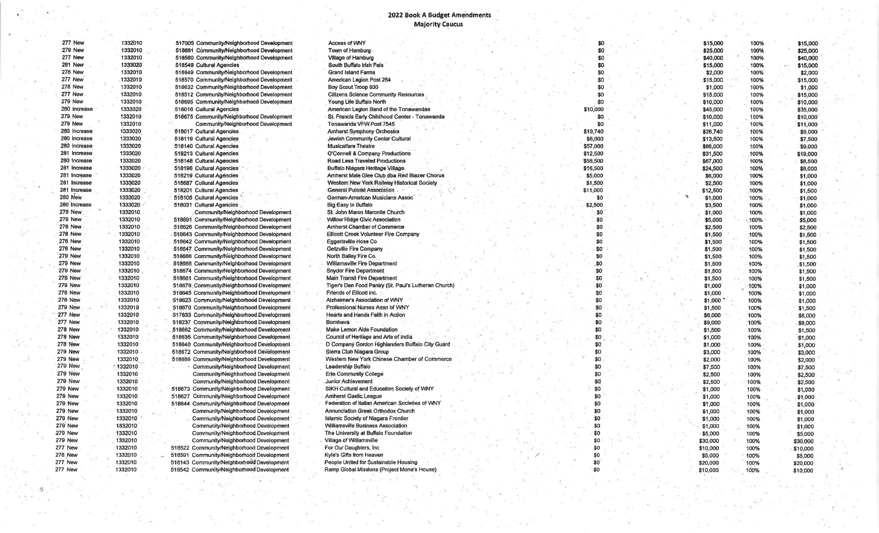## 2022 Book A Budget Amendments

### Majority Caucus

| | | | | | | | | |
|---|---|---|---|---|---|---|---|---|
| 277 New | 1332010 | 517005 | Community/Neighborhood Development | Access of WNY | $0 | $15,000 | 100% | $15,000 |
| 279 New | 1332010 | 518681 | Community/Neighborhood Development | Town of Hamburg | $0 | $25,000 | 100% | $25,000 |
| 277 New | 1332010 | 518580 | Community/Neighborhood Development | Village of Hamburg | $0 | $40,000 | 100% | $40,000 |
| 281 New | 1333020 | 518549 | Cultural Agencies | South Buffalo Irish Feis | $0 | $15,000 | 100% | $15,000 |
| 278 New | 1332010 | 518649 | Community/Neighborhood Development | Grand Island Farms | $0 | $2,000 | 100% | $2,000 |
| 277 New | 1332010 | 518570 | Community/Neighborhood Development | American Legion Post 264 | $0 | $15,000 | 100% | $15,000 |
| 278 New | 1332010 | 518632 | Community/Neighborhood Development | Boy Scout Troop 600 | $0 | $1,000 | 100% | $1,000 |
| 277 New | 1332010 | 518512 | Community/Neighborhood Development | Citizens Science Community Resources | $0 | $15,000 | 100% | $15,000 |
| 279 New | 1332010 | 518695 | Community/Neighborhood Development | Young Life Buffalo North | $0 | $10,000 | 100% | $10,000 |
| 280 Increase | 1333020 | 518016 | Cultural Agencies | American Legion Band of the Tonawandas | $10,000 | $45,000 | 100% | $35,000 |
| 279 New | 1332010 | 518675 | Community/Neighborhood Development | St. Francis Early Childhood Center - Tonawanda | $0 | $10,000 | 100% | $10,000 |
| 279 New | 1332010 | | Community/Neighborhood Development | Tonawanda VFW Post 7545 | $0 | $11,000 | 100% | $11,000 |
| 280 Increase | 1333020 | 518017 | Cultural Agencies | Amherst Symphony Orchestra | $19,740 | $28,740 | 100% | $9,000 |
| 280 Increase | 1333020 | 518119 | Cultural Agencies | Jewish Community Center Cultural | $6,000 | $13,500 | 100% | $7,500 |
| 280 Increase | 1333020 | 518140 | Cultural Agencies | Musicalfare Theatre | $57,000 | $66,000 | 100% | $9,000 |
| 281 Increase | 1333020 | 518213 | Cultural Agencies | O'Connell & Company Productions | $12,500 | $31,500 | 100% | $19,000 |
| 280 Increase | 1333020 | 518148 | Cultural Agencies | Road Less Traveled Productions | $58,500 | $67,000 | 100% | $8,500 |
| 281 Increase | 1333020 | 518196 | Cultural Agencies | Buffalo Niagara Heritage Village | $16,500 | $24,500 | 100% | $8,000 |
| 281 Increase | 1333020 | 518219 | Cultural Agencies | Amherst Male Glee Club dba Red Blazer Chorus | $5,000 | $6,000 | 100% | $1,000 |
| 281 Increase | 1333020 | 518687 | Cultural Agencies | Western New York Railway Historical Society | $1,500 | $2,500 | 100% | $1,000 |
| 281 Increase | 1333020 | 518201 | Cultural Agencies | General Pulaski Association | $11,000 | $12,500 | 100% | $1,500 |
| 280 New | 1333020 | 518105 | Cultural Agencies | German-American Musicians Assoc | $0 | $1,000 | 100% | $1,000 |
| 280 Increase | 1333020 | 518031 | Cultural Agencies | Big Easy in Buffalo | $2,500 | $3,500 | 100% | $1,000 |
| 279 New | 1332010 | | Community/Neighborhood Development | St. John Maron Maronite Church | $0 | $1,000 | 100% | $1,000 |
| 279 New | 1332010 | 518691 | Community/Neighborhood Development | Willow Ridge Civic Association | $0 | $5,000 | 100% | $5,000 |
| 278 New | 1332010 | 518626 | Community/Neighborhood Development | Amherst Chamber of Commerce | $0 | $2,500 | 100% | $2,500 |
| 278 New | 1332010 | 518643 | Community/Neighborhood Development | Ellicott Creek Volunteer Fire Company | $0 | $1,500 | 100% | $1,500 |
| 278 New | 1332010 | 518642 | Community/Neighborhood Development | Eggertsville Hose Co | $0 | $1,500 | 100% | $1,500 |
| 278 New | 1332010 | 518647 | Community/Neighborhood Development | Getzville Fire Company | $0 | $1,500 | 100% | $1,500 |
| 279 New | 1332010 | 518666 | Community/Neighborhood Development | North Bailey Fire Co. | $0 | $1,500 | 100% | $1,500 |
| 279 New | 1332010 | 518688 | Community/Neighborhood Development | Williamsville Fire Department | $0 | $1,500 | 100% | $1,500 |
| 279 New | 1332010 | 518674 | Community/Neighborhood Development | Snyder Fire Department | $0 | $1,500 | 100% | $1,500 |
| 278 New | 1332010 | 518661 | Community/Neighborhood Development | Main Transit Fire Department | $0 | $1,500 | 100% | $1,500 |
| 279 New | 1332010 | 518678 | Community/Neighborhood Development | Tiger's Den Food Pantry (St. Paul's Lutheran Church) | $0 | $1,000 | 100% | $1,000 |
| 278 New | 1332010 | 518645 | Community/Neighborhood Development | Friends of Ellicott Inc. | $0 | $1,000 | 100% | $1,000 |
| 278 New | 1332010 | 518623 | Community/Neighborhood Development | Alzheimer's Association of WNY | $0 | $1,000 | 100% | $1,000 |
| 279 New | 1332010 | 518670 | Community/Neighborhood Development | Professional Nurses Assn of WNY | $0 | $1,500 | 100% | $1,500 |
| 277 New | 1332010 | 517633 | Community/Neighborhood Development | Hearts and Hands Faith in Action | $0 | $6,000 | 100% | $6,000 |
| 277 New | 1332010 | 518237 | Community/Neighborhood Development | Bornhava | $0 | $9,000 | 100% | $9,000 |
| 278 New | 1332010 | 518662 | Community/Neighborhood Development | Make Lemon Aide Foundation | $0 | $1,500 | 100% | $1,500 |
| 278 New | 1332010 | 518635 | Community/Neighborhood Development | Council of Heritage and Arts of India | $0 | $1,000 | 100% | $1,000 |
| 278 New | 1332010 | 518640 | Community/Neighborhood Development | D Company Gordon Highlanders Buffalo City Guard | $0 | $1,000 | 100% | $1,000 |
| 279 New | 1332010 | 518672 | Community/Neighborhood Development | Sierra Club Niagara Group | $0 | $3,000 | 100% | $3,000 |
| 279 New | 1332010 | 518686 | Community/Neighborhood Development | Western New York Chinese Chamber of Commerce | $0 | $2,000 | 100% | $2,000 |
| 279 New | 1332010 | | Community/Neighborhood Development | Leadership Buffalo | $0 | $7,500 | 100% | $7,500 |
| 279 New | 1332010 | | Community/Neighborhood Development | Erie Community College | $0 | $2,500 | 100% | $2,500 |
| 279 New | 1332010 | | Community/Neighborhood Development | Junior Achievement | $0 | $2,500 | 100% | $2,500 |
| 279 New | 1332010 | 518673 | Community/Neighborhood Development | SIKH Cultural and Education Society of WNY | $0 | $1,000 | 100% | $1,000 |
| 279 New | 1332010 | 518627 | Community/Neighborhood Development | Amherst Gaelic League | $0 | $1,000 | 100% | $1,000 |
| 279 New | 1332010 | 518644 | Community/Neighborhood Development | Federation of Italian American Societies of WNY | $0 | $1,000 | 100% | $1,000 |
| 279 New | 1332010 | | Community/Neighborhood Development | Annunciation Greek Orthodox Church | $0 | $1,000 | 100% | $1,000 |
| 279 New | 1332010 | | Community/Neighborhood Development | Islamic Society of Niagara Frontier | $0 | $1,000 | 100% | $1,000 |
| 279 New | 1332010 | | Community/Neighborhood Development | Williamsville Business Association | $0 | $1,000 | 100% | $1,000 |
| 279 New | 1332010 | | Community/Neighborhood Development | The University at Buffalo Foundation | $0 | $5,000 | 100% | $5,000 |
| 279 New | 1332010 | | Community/Neighborhood Development | Village of Williamsville | $0 | $30,000 | 100% | $30,000 |
| 277 New | 1332010 | 518522 | Community/Neighborhood Development | For Our Daughters, Inc | $0 | $10,000 | 100% | $10,000 |
| 278 New | 1332010 | 518591 | Community/Neighborhood Development | Kyle's Gifts from Heaven | $0 | $5,000 | 100% | $5,000 |
| 277 New | 1332010 | 518143 | Community/Neighborhood Development | People United for Sustainable Housing | $0 | $20,000 | 100% | $20,000 |
| 277 New | 1332010 | 518542 | Community/Neighborhood Development | Ramp Global Missions (Project Mona's House) | $0 | $10,000 | 100% | $10,000 |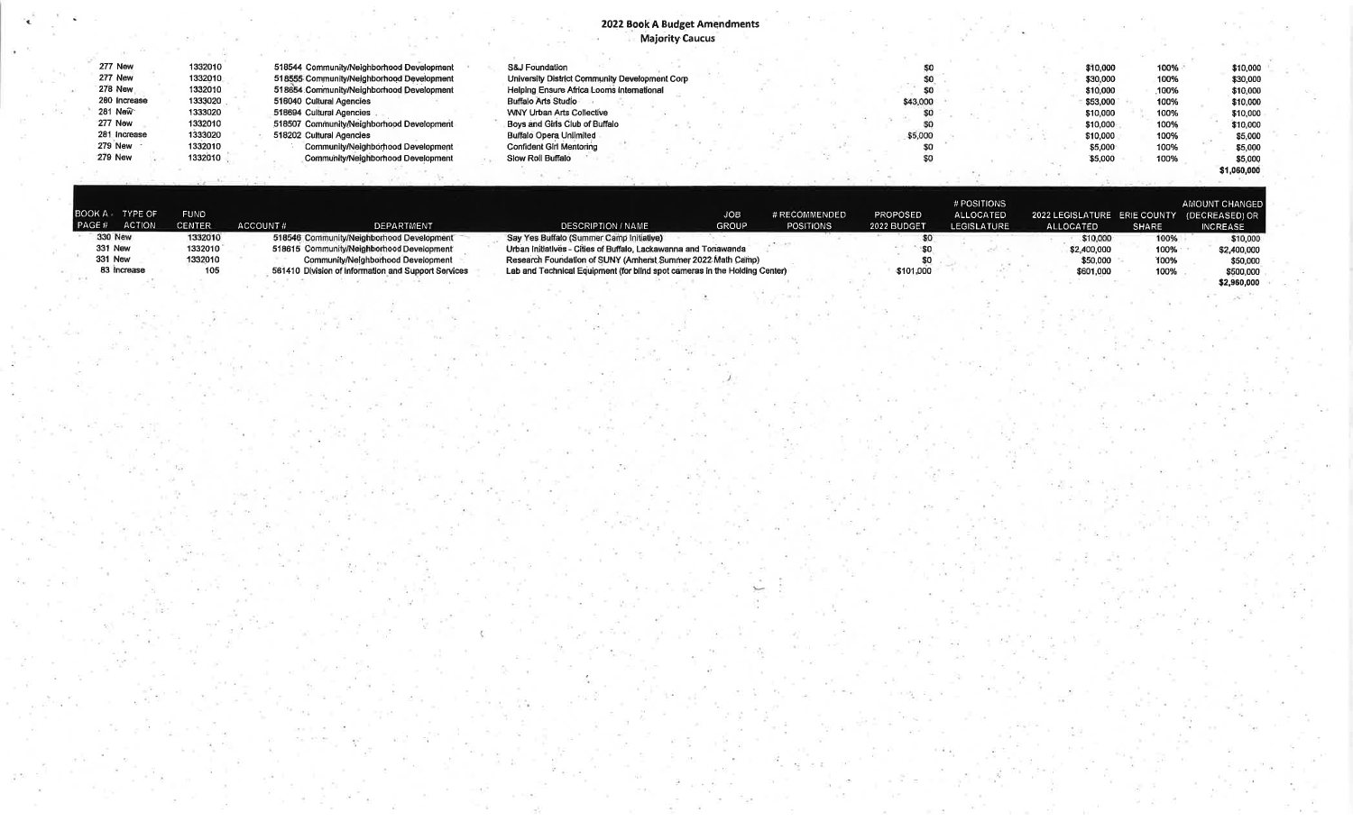# 2022 Book A Budget Amendments

## Majority Caucus

| BOOK A PAGE # | TYPE OF ACTION | FUND CENTER | ACCOUNT # | DEPARTMENT | DESCRIPTION / NAME | JOB GROUP | # RECOMMENDED POSITIONS | PROPOSED 2022 BUDGET | # POSITIONS ALLOCATED LEGISLATURE | 2022 LEGISLATURE ALLOCATED | ERIE COUNTY SHARE | AMOUNT CHANGED (DECREASED) OR INCREASE |
|---|---|---|---|---|---|---|---|---|---|---|---|---|
| 277 | New | 1332010 | 518544 | Community/Neighborhood Development | S&J Foundation | | | $0 | | $10,000 | 100% | $10,000 |
| 277 | New | 1332010 | 518555 | Community/Neighborhood Development | University District Community Development Corp | | | $0 | | $30,000 | 100% | $30,000 |
| 278 | New | 1332010 | 518654 | Community/Neighborhood Development | Helping Ensure Africa Looms International | | | $0 | | $10,000 | 100% | $10,000 |
| 280 | Increase | 1333020 | 516040 | Cultural Agencies | Buffalo Arts Studio | | | $43,000 | | $53,000 | 100% | $10,000 |
| 281 | New | 1333020 | 518694 | Cultural Agencies | WNY Urban Arts Collective | | | $0 | | $10,000 | 100% | $10,000 |
| 277 | New | 1332010 | 518507 | Community/Neighborhood Development | Boys and Girls Club of Buffalo | | | $0 | | $10,000 | 100% | $10,000 |
| 281 | Increase | 1333020 | 518202 | Cultural Agencies | Buffalo Opera Unlimited | | | $5,000 | | $10,000 | 100% | $5,000 |
| 279 | New | 1332010 | | Community/Neighborhood Development | Confident Girl Mentoring | | | $0 | | $5,000 | 100% | $5,000 |
| 279 | New | 1332010 | | Community/Neighborhood Development | Slow Roll Buffalo | | | $0 | | $5,000 | 100% | $5,000 |
| | | | | | | | | | | | | $1,060,000 |
| 330 | New | 1332010 | 518546 | Community/Neighborhood Development | Say Yes Buffalo (Summer Camp Initiative) | | | $0 | | $10,000 | 100% | $10,000 |
| 331 | New | 1332010 | 518615 | Community/Neighborhood Development | Urban Initiatives - Cities of Buffalo, Lackawanna and Tonawanda | | | $0 | | $2,400,000 | 100% | $2,400,000 |
| 331 | New | 1332010 | | Community/Neighborhood Development | Research Foundation of SUNY (Amherst Summer 2022 Math Camp) | | | $0 | | $50,000 | 100% | $50,000 |
| 83 | Increase | 105 | 561410 | Division of Information and Support Services | Lab and Technical Equipment (for blind spot cameras in the Holding Center) | | | $101,000 | | $601,000 | 100% | $500,000 |
| | | | | | | | | | | | | $2,960,000 |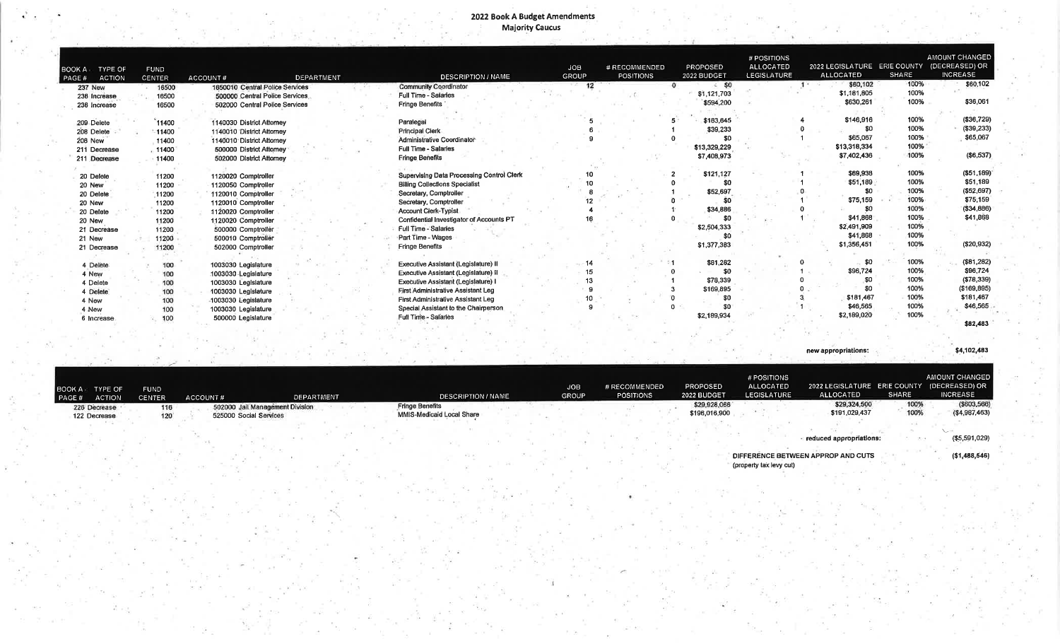## 2022 Book A Budget Amendments
### Majority Caucus

| BOOK A PAGE # | TYPE OF ACTION | FUND CENTER | ACCOUNT # | DEPARTMENT | DESCRIPTION / NAME | JOB GROUP | # RECOMMENDED POSITIONS | PROPOSED 2022 BUDGET | # POSITIONS ALLOCATED LEGISLATURE | 2022 LEGISLATURE ALLOCATED | ERIE COUNTY SHARE | AMOUNT CHANGED (DECREASED) OR INCREASE |
|---|---|---|---|---|---|---|---|---|---|---|---|---|
| 237 | New | 16500 | 1650010 | Central Police Services | Community Coordinator | 12 | 0 | $0 | 1 | $60,102 | 100% | $60,102 |
| 238 | Increase | 16500 | 500000 | Central Police Services | Full Time - Salaries | | | $1,121,703 | | $1,181,805 | 100% | |
| 238 | Increase | 16500 | 502000 | Central Police Services | Fringe Benefits | | | $594,200 | | $630,261 | 100% | $36,061 |
| 209 | Delete | 11400 | 1140030 | District Attorney | Paralegal | 5 | 5 | $183,645 | 4 | $146,916 | 100% | ($36,729) |
| 208 | Delete | 11400 | 1140010 | District Attorney | Principal Clerk | 6 | 1 | $39,233 | 0 | $0 | 100% | ($39,233) |
| 208 | New | 11400 | 1140010 | District Attorney | Administrative Coordinator | 9 | 0 | $0 | 1 | $65,067 | 100% | $65,067 |
| 211 | Decrease | 11400 | 500000 | District Attorney | Full Time - Salaries | | | $13,329,229 | | $13,318,334 | 100% | |
| 211 | Decrease | 11400 | 502000 | District Attorney | Fringe Benefits | | | $7,408,973 | | $7,402,436 | 100% | ($6,537) |
| 20 | Delete | 11200 | 1120020 | Comptroller | Supervising Data Processing Control Clerk | 10 | 2 | $121,127 | 1 | $69,938 | 100% | ($51,189) |
| 20 | New | 11200 | 1120050 | Comptroller | Billing Collections Specialist | 10 | 0 | $0 | 1 | $51,189 | 100% | $51,189 |
| 20 | Delete | 11200 | 1120010 | Comptroller | Secretary, Comptroller | 8 | 1 | $52,697 | 0 | $0 | 100% | ($52,697) |
| 20 | New | 11200 | 1120010 | Comptroller | Secretary, Comptroller | 12 | 0 | $0 | 1 | $75,159 | 100% | $75,159 |
| 20 | Delete | 11200 | 1120020 | Comptroller | Account Clerk-Typist | 4 | 1 | $34,886 | 0 | $0 | 100% | ($34,886) |
| 20 | New | 11200 | 1120020 | Comptroller | Confidential Investigator of Accounts PT | 16 | 0 | $0 | 1 | $41,868 | 100% | $41,868 |
| 21 | Decrease | 11200 | 500000 | Comptroller | Full Time - Salaries | | | $2,504,333 | | $2,491,909 | 100% | |
| 21 | New | 11200 | 500010 | Comptroller | Part Time - Wages | | | $0 | | $41,868 | 100% | |
| 21 | Decrease | 11200 | 502000 | Comptroller | Fringe Benefits | | | $1,377,383 | | $1,356,451 | 100% | ($20,932) |
| 4 | Delete | 100 | 1003030 | Legislature | Executive Assistant (Legislature) II | 14 | 1 | $81,282 | 0 | $0 | 100% | ($81,282) |
| 4 | New | 100 | 1003030 | Legislature | Executive Assistant (Legislature) II | 15 | 0 | $0 | 1 | $96,724 | 100% | $96,724 |
| 4 | Delete | 100 | 1003030 | Legislature | Executive Assistant (Legislature) I | 13 | 1 | $78,339 | 0 | $0 | 100% | ($78,339) |
| 4 | Delete | 100 | 1003030 | Legislature | First Administrative Assistant Leg | 9 | 3 | $169,895 | 0 | $0 | 100% | ($169,895) |
| 4 | New | 100 | 1003030 | Legislature | First Administrative Assistant Leg | 10 | 0 | $0 | 3 | $181,467 | 100% | $181,467 |
| 4 | New | 100 | 1003030 | Legislature | Special Assistant to the Chairperson | 9 | 0 | $0 | 1 | $46,565 | 100% | $46,565 |
| 6 | Increase | 100 | 500000 | Legislature | Full Time - Salaries | | | $2,189,934 | | $2,189,020 | 100% | |
| | | | | | | | | | | | | $82,483 |
| | | | | | | | | | | new appropriations: | | $4,102,483 |

| BOOK A PAGE # | TYPE OF ACTION | FUND CENTER | ACCOUNT # | DEPARTMENT | DESCRIPTION / NAME | JOB GROUP | # RECOMMENDED POSITIONS | PROPOSED 2022 BUDGET | # POSITIONS ALLOCATED LEGISLATURE | 2022 LEGISLATURE ALLOCATED | ERIE COUNTY SHARE | AMOUNT CHANGED (DECREASED) OR INCREASE |
|---|---|---|---|---|---|---|---|---|---|---|---|---|
| 228 | Decrease | 116 | 502000 | Jail Management Division | Fringe Benefits | | | $29,928,066 | | $29,324,500 | 100% | ($603,566) |
| 122 | Decrease | 120 | 525000 | Social Services | MMIS-Medicaid Local Share | | | $196,016,900 | | $191,029,437 | 100% | ($4,987,463) |
| | | | | | | | | | | reduced appropriations: | | ($5,591,029) |

DIFFERENCE BETWEEN APPROP AND CUTS (property tax levy cut) ($1,488,546)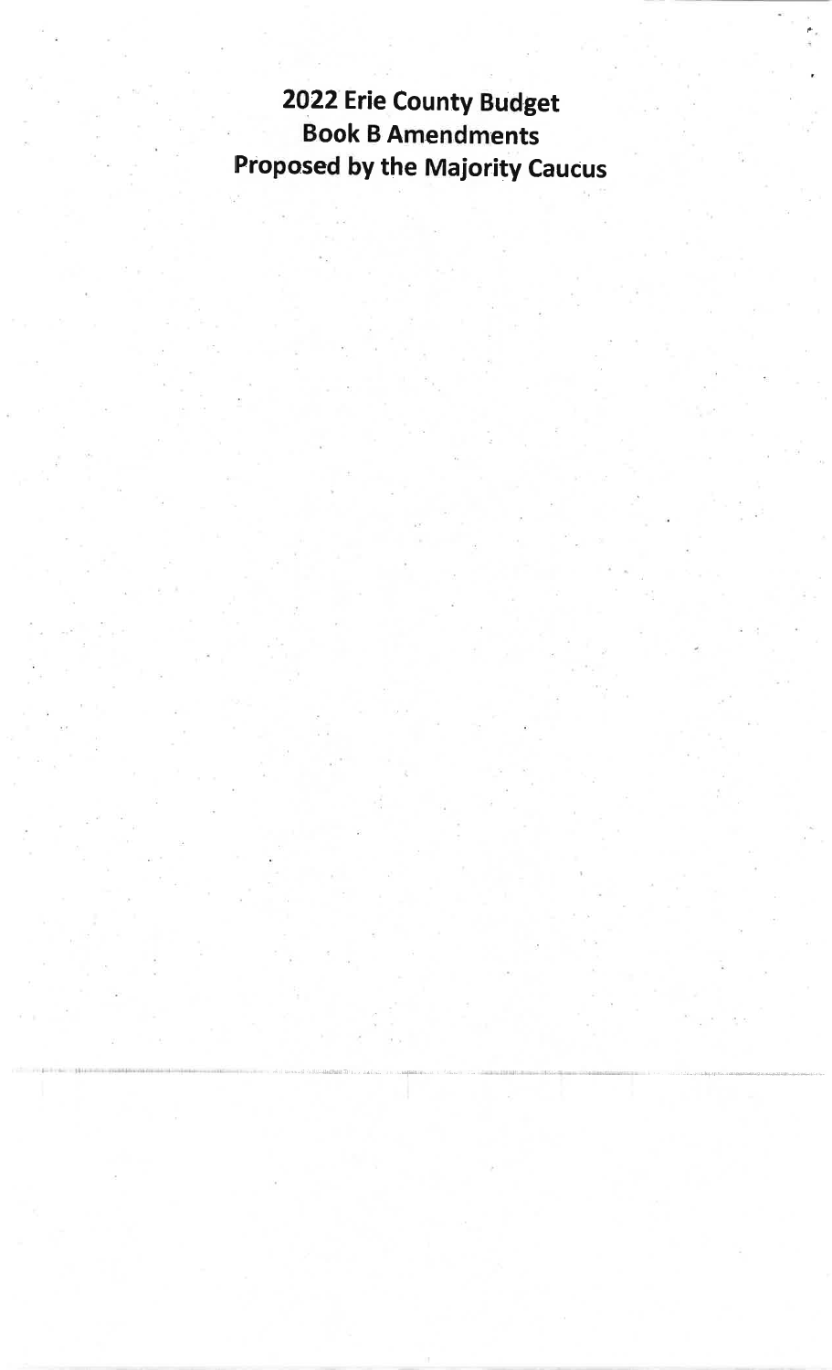# 2022 Erie County Budget
# Book B Amendments
# Proposed by the Majority Caucus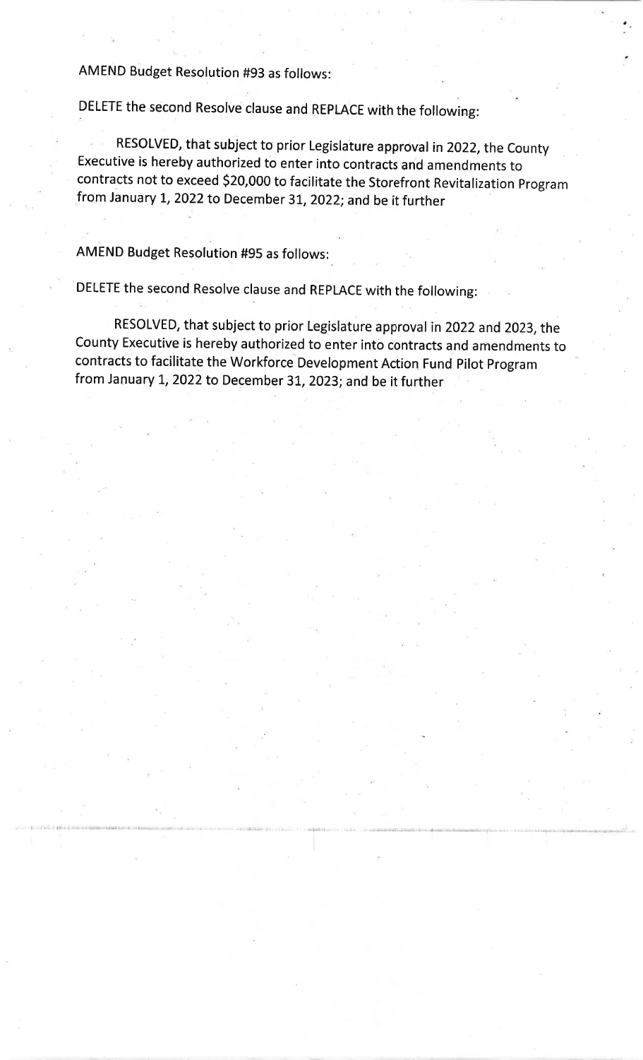AMEND Budget Resolution #93 as follows:

DELETE the second Resolve clause and REPLACE with the following:

RESOLVED, that subject to prior Legislature approval in 2022, the County Executive is hereby authorized to enter into contracts and amendments to contracts not to exceed $20,000 to facilitate the Storefront Revitalization Program from January 1, 2022 to December 31, 2022; and be it further

AMEND Budget Resolution #95 as follows:

DELETE the second Resolve clause and REPLACE with the following:

RESOLVED, that subject to prior Legislature approval in 2022 and 2023, the County Executive is hereby authorized to enter into contracts and amendments to contracts to facilitate the Workforce Development Action Fund Pilot Program from January 1, 2022 to December 31, 2023; and be it further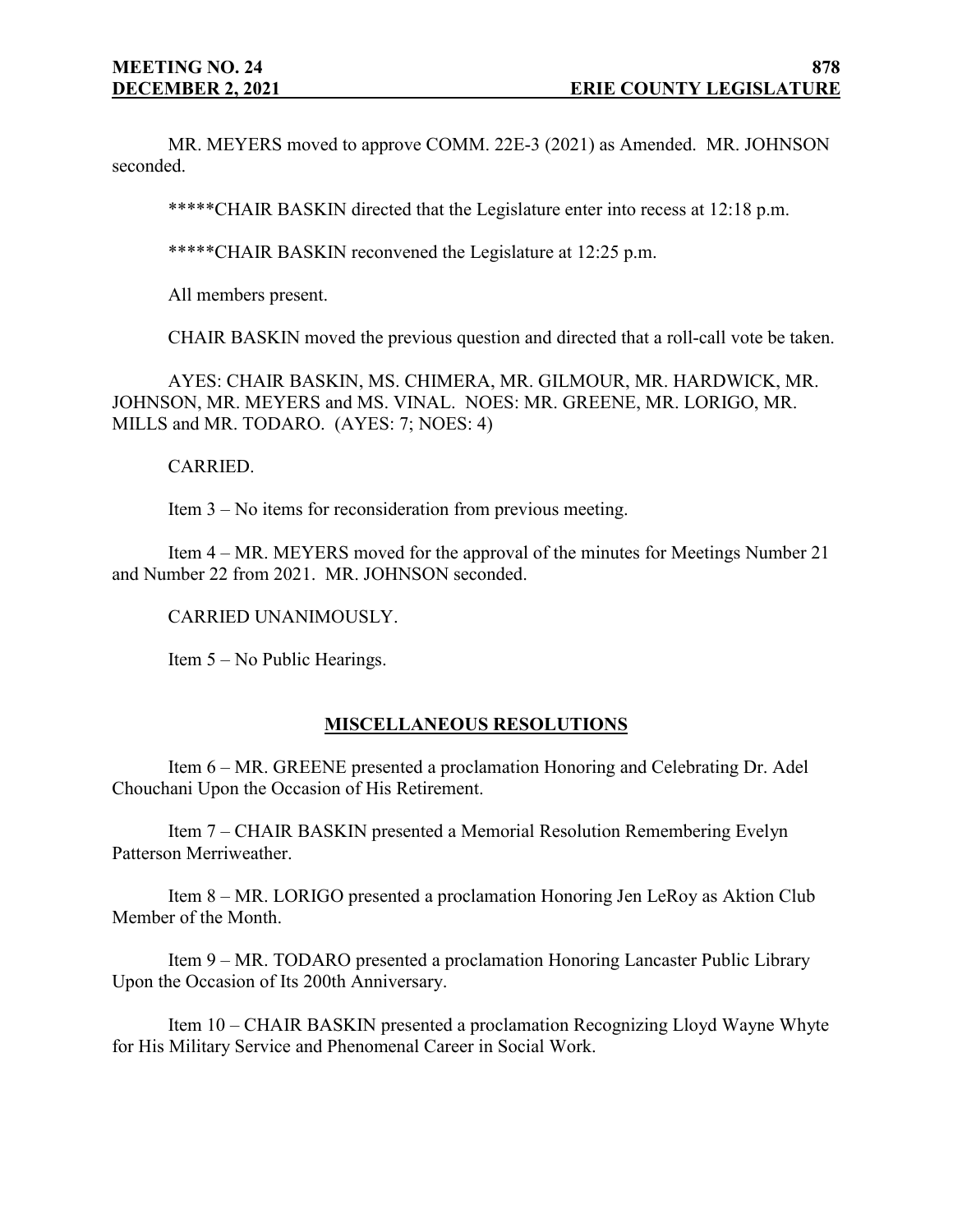MR. MEYERS moved to approve COMM. 22E-3 (2021) as Amended. MR. JOHNSON seconded.

*****CHAIR BASKIN directed that the Legislature enter into recess at 12:18 p.m.

*****CHAIR BASKIN reconvened the Legislature at 12:25 p.m.

All members present.

CHAIR BASKIN moved the previous question and directed that a roll-call vote be taken.

AYES: CHAIR BASKIN, MS. CHIMERA, MR. GILMOUR, MR. HARDWICK, MR. JOHNSON, MR. MEYERS and MS. VINAL. NOES: MR. GREENE, MR. LORIGO, MR. MILLS and MR. TODARO. (AYES: 7; NOES: 4)

CARRIED.

Item 3 – No items for reconsideration from previous meeting.

Item 4 – MR. MEYERS moved for the approval of the minutes for Meetings Number 21 and Number 22 from 2021. MR. JOHNSON seconded.

CARRIED UNANIMOUSLY.

Item 5 – No Public Hearings.

## MISCELLANEOUS RESOLUTIONS

Item 6 – MR. GREENE presented a proclamation Honoring and Celebrating Dr. Adel Chouchani Upon the Occasion of His Retirement.

Item 7 – CHAIR BASKIN presented a Memorial Resolution Remembering Evelyn Patterson Merriweather.

Item 8 – MR. LORIGO presented a proclamation Honoring Jen LeRoy as Aktion Club Member of the Month.

Item 9 – MR. TODARO presented a proclamation Honoring Lancaster Public Library Upon the Occasion of Its 200th Anniversary.

Item 10 – CHAIR BASKIN presented a proclamation Recognizing Lloyd Wayne Whyte for His Military Service and Phenomenal Career in Social Work.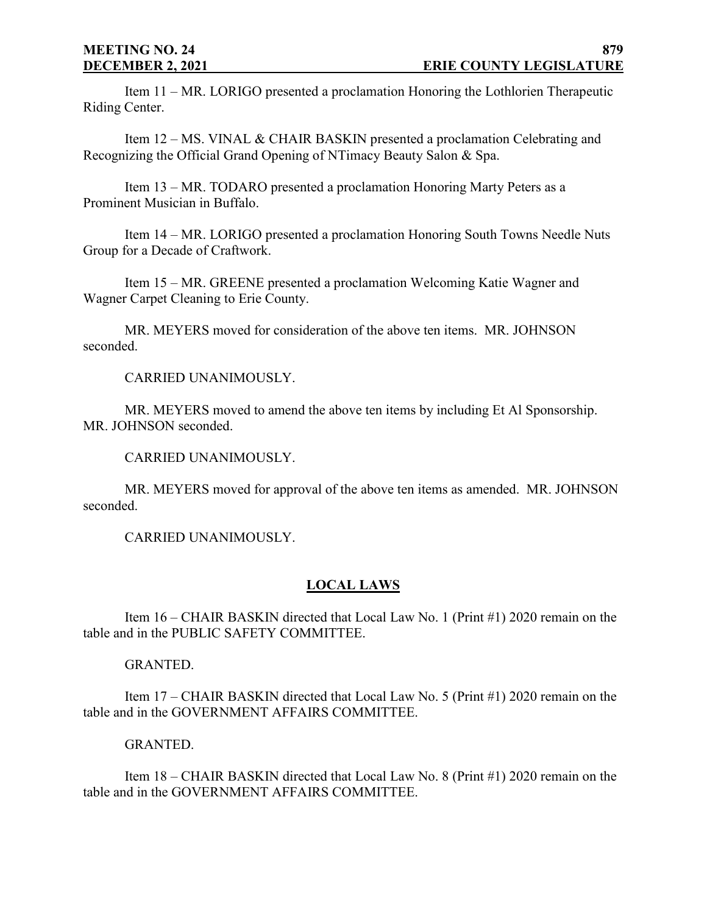Item 11 – MR. LORIGO presented a proclamation Honoring the Lothlorien Therapeutic Riding Center.

Item 12 – MS. VINAL & CHAIR BASKIN presented a proclamation Celebrating and Recognizing the Official Grand Opening of NTimacy Beauty Salon & Spa.

Item 13 – MR. TODARO presented a proclamation Honoring Marty Peters as a Prominent Musician in Buffalo.

Item 14 – MR. LORIGO presented a proclamation Honoring South Towns Needle Nuts Group for a Decade of Craftwork.

Item 15 – MR. GREENE presented a proclamation Welcoming Katie Wagner and Wagner Carpet Cleaning to Erie County.

MR. MEYERS moved for consideration of the above ten items. MR. JOHNSON seconded.

CARRIED UNANIMOUSLY.

MR. MEYERS moved to amend the above ten items by including Et Al Sponsorship. MR. JOHNSON seconded.

CARRIED UNANIMOUSLY.

MR. MEYERS moved for approval of the above ten items as amended. MR. JOHNSON seconded.

CARRIED UNANIMOUSLY.

## LOCAL LAWS

Item 16 – CHAIR BASKIN directed that Local Law No. 1 (Print #1) 2020 remain on the table and in the PUBLIC SAFETY COMMITTEE.

GRANTED.

Item 17 – CHAIR BASKIN directed that Local Law No. 5 (Print #1) 2020 remain on the table and in the GOVERNMENT AFFAIRS COMMITTEE.

GRANTED.

Item 18 – CHAIR BASKIN directed that Local Law No. 8 (Print #1) 2020 remain on the table and in the GOVERNMENT AFFAIRS COMMITTEE.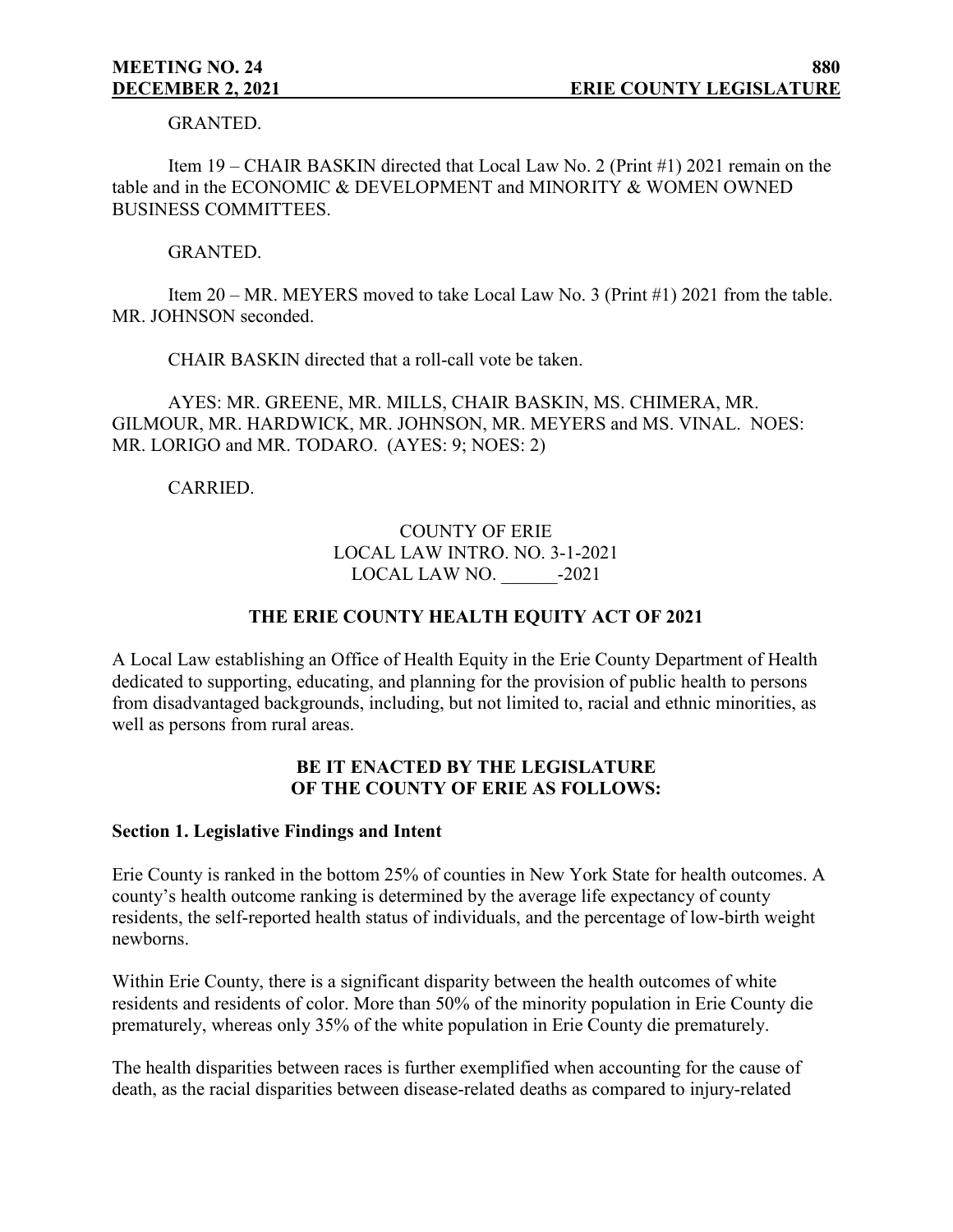GRANTED.

Item 19 – CHAIR BASKIN directed that Local Law No. 2 (Print #1) 2021 remain on the table and in the ECONOMIC & DEVELOPMENT and MINORITY & WOMEN OWNED BUSINESS COMMITTEES.

GRANTED.

Item 20 – MR. MEYERS moved to take Local Law No. 3 (Print #1) 2021 from the table. MR. JOHNSON seconded.

CHAIR BASKIN directed that a roll-call vote be taken.

AYES: MR. GREENE, MR. MILLS, CHAIR BASKIN, MS. CHIMERA, MR. GILMOUR, MR. HARDWICK, MR. JOHNSON, MR. MEYERS and MS. VINAL. NOES: MR. LORIGO and MR. TODARO. (AYES: 9; NOES: 2)

CARRIED.

COUNTY OF ERIE
LOCAL LAW INTRO. NO. 3-1-2021
LOCAL LAW NO. ______-2021

**THE ERIE COUNTY HEALTH EQUITY ACT OF 2021**

A Local Law establishing an Office of Health Equity in the Erie County Department of Health dedicated to supporting, educating, and planning for the provision of public health to persons from disadvantaged backgrounds, including, but not limited to, racial and ethnic minorities, as well as persons from rural areas.

**BE IT ENACTED BY THE LEGISLATURE OF THE COUNTY OF ERIE AS FOLLOWS:**

**Section 1. Legislative Findings and Intent**

Erie County is ranked in the bottom 25% of counties in New York State for health outcomes. A county's health outcome ranking is determined by the average life expectancy of county residents, the self-reported health status of individuals, and the percentage of low-birth weight newborns.

Within Erie County, there is a significant disparity between the health outcomes of white residents and residents of color. More than 50% of the minority population in Erie County die prematurely, whereas only 35% of the white population in Erie County die prematurely.

The health disparities between races is further exemplified when accounting for the cause of death, as the racial disparities between disease-related deaths as compared to injury-related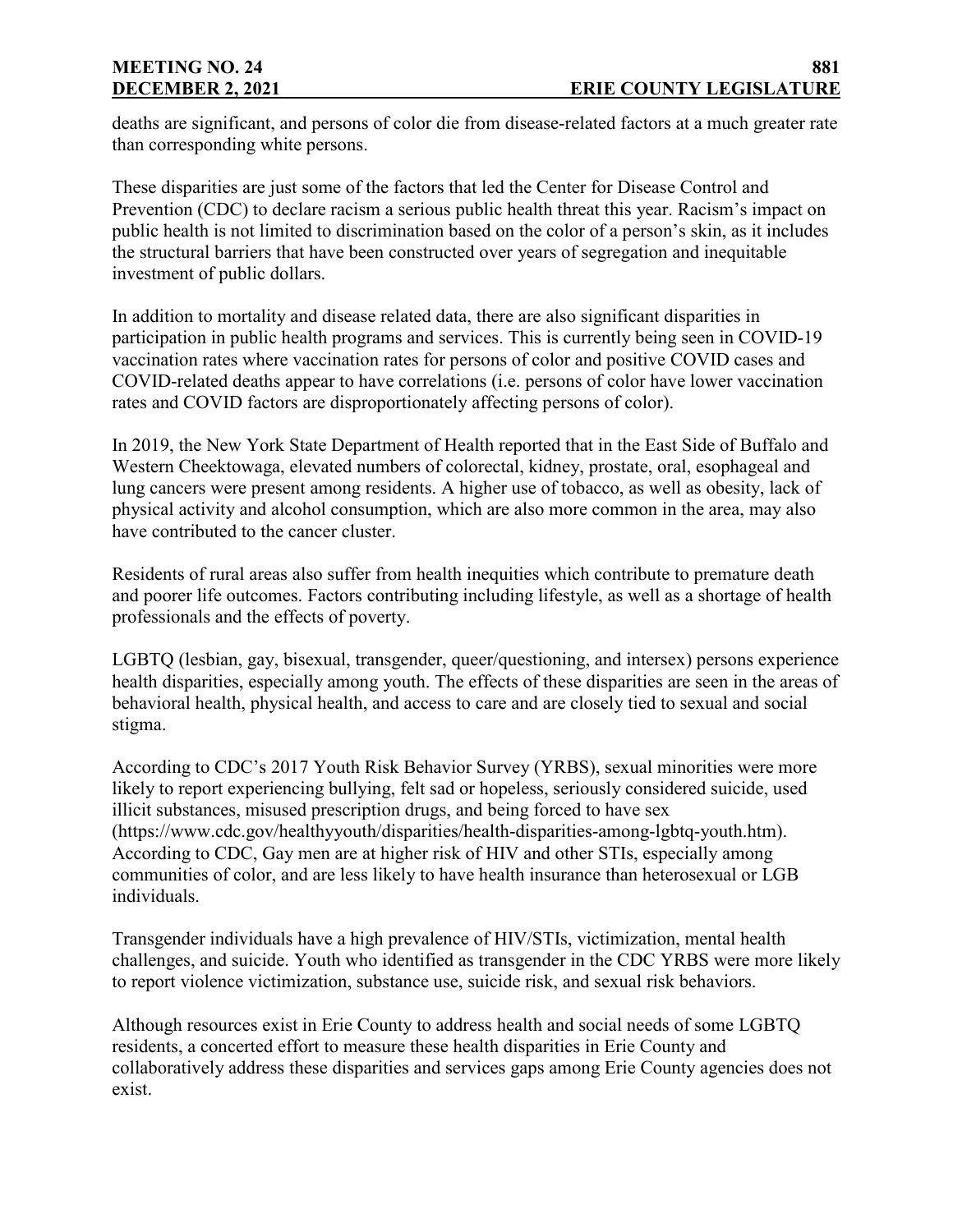deaths are significant, and persons of color die from disease-related factors at a much greater rate than corresponding white persons.

These disparities are just some of the factors that led the Center for Disease Control and Prevention (CDC) to declare racism a serious public health threat this year. Racism's impact on public health is not limited to discrimination based on the color of a person's skin, as it includes the structural barriers that have been constructed over years of segregation and inequitable investment of public dollars.

In addition to mortality and disease related data, there are also significant disparities in participation in public health programs and services. This is currently being seen in COVID-19 vaccination rates where vaccination rates for persons of color and positive COVID cases and COVID-related deaths appear to have correlations (i.e. persons of color have lower vaccination rates and COVID factors are disproportionately affecting persons of color).

In 2019, the New York State Department of Health reported that in the East Side of Buffalo and Western Cheektowaga, elevated numbers of colorectal, kidney, prostate, oral, esophageal and lung cancers were present among residents. A higher use of tobacco, as well as obesity, lack of physical activity and alcohol consumption, which are also more common in the area, may also have contributed to the cancer cluster.

Residents of rural areas also suffer from health inequities which contribute to premature death and poorer life outcomes. Factors contributing including lifestyle, as well as a shortage of health professionals and the effects of poverty.

LGBTQ (lesbian, gay, bisexual, transgender, queer/questioning, and intersex) persons experience health disparities, especially among youth. The effects of these disparities are seen in the areas of behavioral health, physical health, and access to care and are closely tied to sexual and social stigma.

According to CDC's 2017 Youth Risk Behavior Survey (YRBS), sexual minorities were more likely to report experiencing bullying, felt sad or hopeless, seriously considered suicide, used illicit substances, misused prescription drugs, and being forced to have sex (https://www.cdc.gov/healthyyouth/disparities/health-disparities-among-lgbtq-youth.htm). According to CDC, Gay men are at higher risk of HIV and other STIs, especially among communities of color, and are less likely to have health insurance than heterosexual or LGB individuals.

Transgender individuals have a high prevalence of HIV/STIs, victimization, mental health challenges, and suicide. Youth who identified as transgender in the CDC YRBS were more likely to report violence victimization, substance use, suicide risk, and sexual risk behaviors.

Although resources exist in Erie County to address health and social needs of some LGBTQ residents, a concerted effort to measure these health disparities in Erie County and collaboratively address these disparities and services gaps among Erie County agencies does not exist.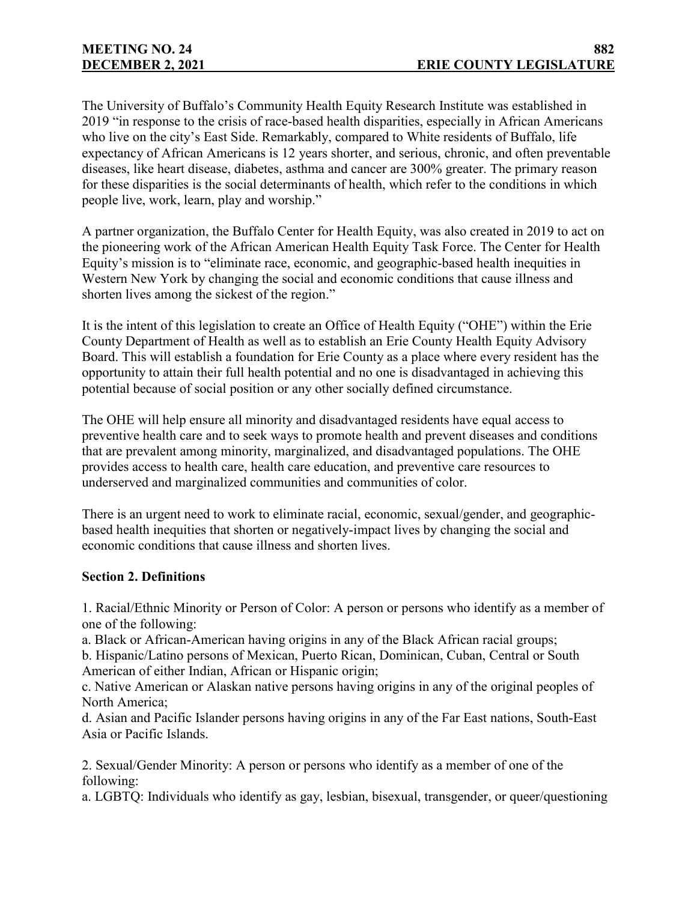The University of Buffalo's Community Health Equity Research Institute was established in 2019 "in response to the crisis of race-based health disparities, especially in African Americans who live on the city's East Side. Remarkably, compared to White residents of Buffalo, life expectancy of African Americans is 12 years shorter, and serious, chronic, and often preventable diseases, like heart disease, diabetes, asthma and cancer are 300% greater. The primary reason for these disparities is the social determinants of health, which refer to the conditions in which people live, work, learn, play and worship."

A partner organization, the Buffalo Center for Health Equity, was also created in 2019 to act on the pioneering work of the African American Health Equity Task Force. The Center for Health Equity's mission is to "eliminate race, economic, and geographic-based health inequities in Western New York by changing the social and economic conditions that cause illness and shorten lives among the sickest of the region."

It is the intent of this legislation to create an Office of Health Equity ("OHE") within the Erie County Department of Health as well as to establish an Erie County Health Equity Advisory Board. This will establish a foundation for Erie County as a place where every resident has the opportunity to attain their full health potential and no one is disadvantaged in achieving this potential because of social position or any other socially defined circumstance.

The OHE will help ensure all minority and disadvantaged residents have equal access to preventive health care and to seek ways to promote health and prevent diseases and conditions that are prevalent among minority, marginalized, and disadvantaged populations. The OHE provides access to health care, health care education, and preventive care resources to underserved and marginalized communities and communities of color.

There is an urgent need to work to eliminate racial, economic, sexual/gender, and geographic-based health inequities that shorten or negatively-impact lives by changing the social and economic conditions that cause illness and shorten lives.

**Section 2. Definitions**

1. Racial/Ethnic Minority or Person of Color: A person or persons who identify as a member of one of the following:
a. Black or African-American having origins in any of the Black African racial groups;
b. Hispanic/Latino persons of Mexican, Puerto Rican, Dominican, Cuban, Central or South American of either Indian, African or Hispanic origin;
c. Native American or Alaskan native persons having origins in any of the original peoples of North America;
d. Asian and Pacific Islander persons having origins in any of the Far East nations, South-East Asia or Pacific Islands.

2. Sexual/Gender Minority: A person or persons who identify as a member of one of the following:
a. LGBTQ: Individuals who identify as gay, lesbian, bisexual, transgender, or queer/questioning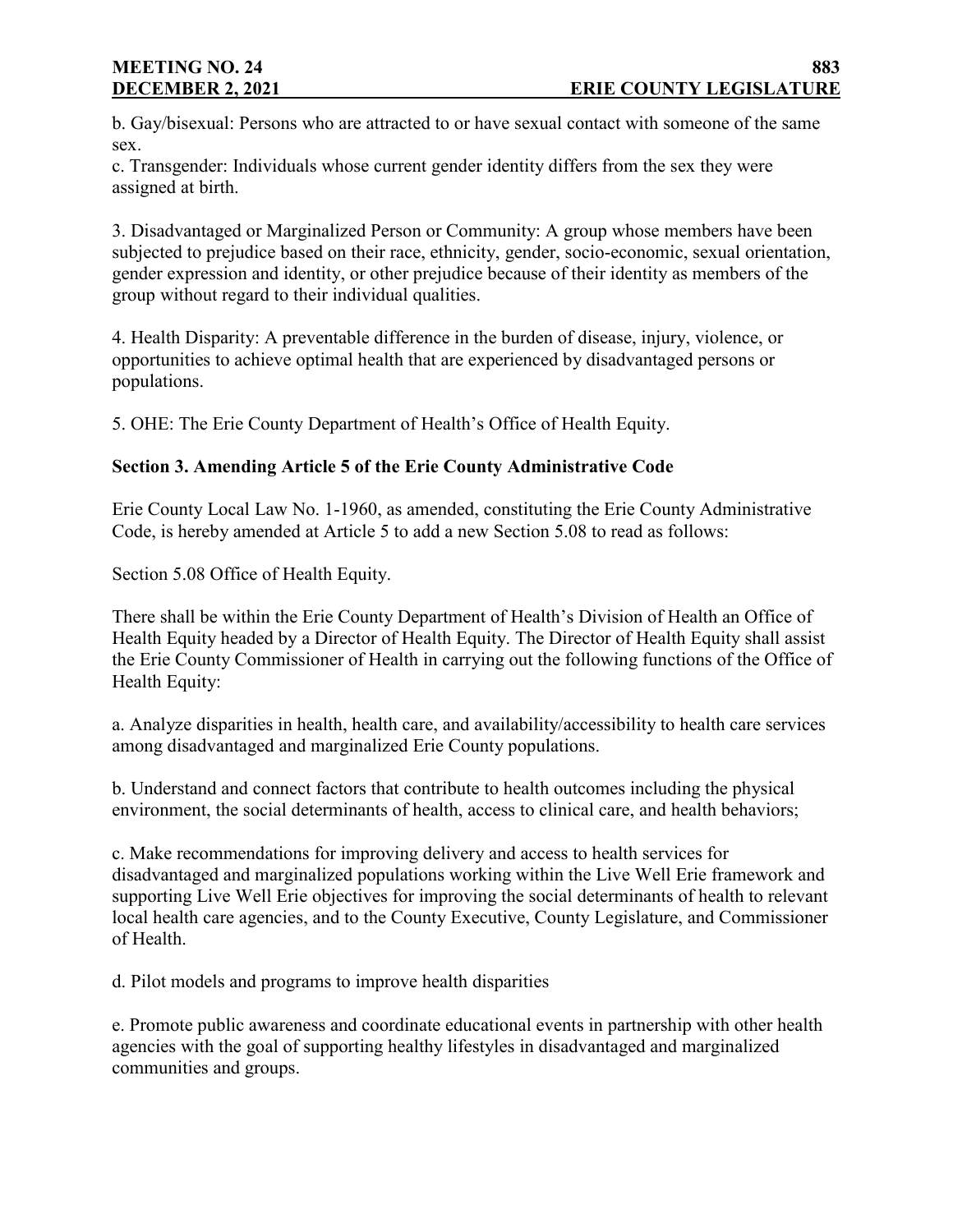b. Gay/bisexual: Persons who are attracted to or have sexual contact with someone of the same sex.

c. Transgender: Individuals whose current gender identity differs from the sex they were assigned at birth.

3. Disadvantaged or Marginalized Person or Community: A group whose members have been subjected to prejudice based on their race, ethnicity, gender, socio-economic, sexual orientation, gender expression and identity, or other prejudice because of their identity as members of the group without regard to their individual qualities.

4. Health Disparity: A preventable difference in the burden of disease, injury, violence, or opportunities to achieve optimal health that are experienced by disadvantaged persons or populations.

5. OHE: The Erie County Department of Health's Office of Health Equity.

**Section 3. Amending Article 5 of the Erie County Administrative Code**

Erie County Local Law No. 1-1960, as amended, constituting the Erie County Administrative Code, is hereby amended at Article 5 to add a new Section 5.08 to read as follows:

Section 5.08 Office of Health Equity.

There shall be within the Erie County Department of Health's Division of Health an Office of Health Equity headed by a Director of Health Equity. The Director of Health Equity shall assist the Erie County Commissioner of Health in carrying out the following functions of the Office of Health Equity:

a. Analyze disparities in health, health care, and availability/accessibility to health care services among disadvantaged and marginalized Erie County populations.

b. Understand and connect factors that contribute to health outcomes including the physical environment, the social determinants of health, access to clinical care, and health behaviors;

c. Make recommendations for improving delivery and access to health services for disadvantaged and marginalized populations working within the Live Well Erie framework and supporting Live Well Erie objectives for improving the social determinants of health to relevant local health care agencies, and to the County Executive, County Legislature, and Commissioner of Health.

d. Pilot models and programs to improve health disparities

e. Promote public awareness and coordinate educational events in partnership with other health agencies with the goal of supporting healthy lifestyles in disadvantaged and marginalized communities and groups.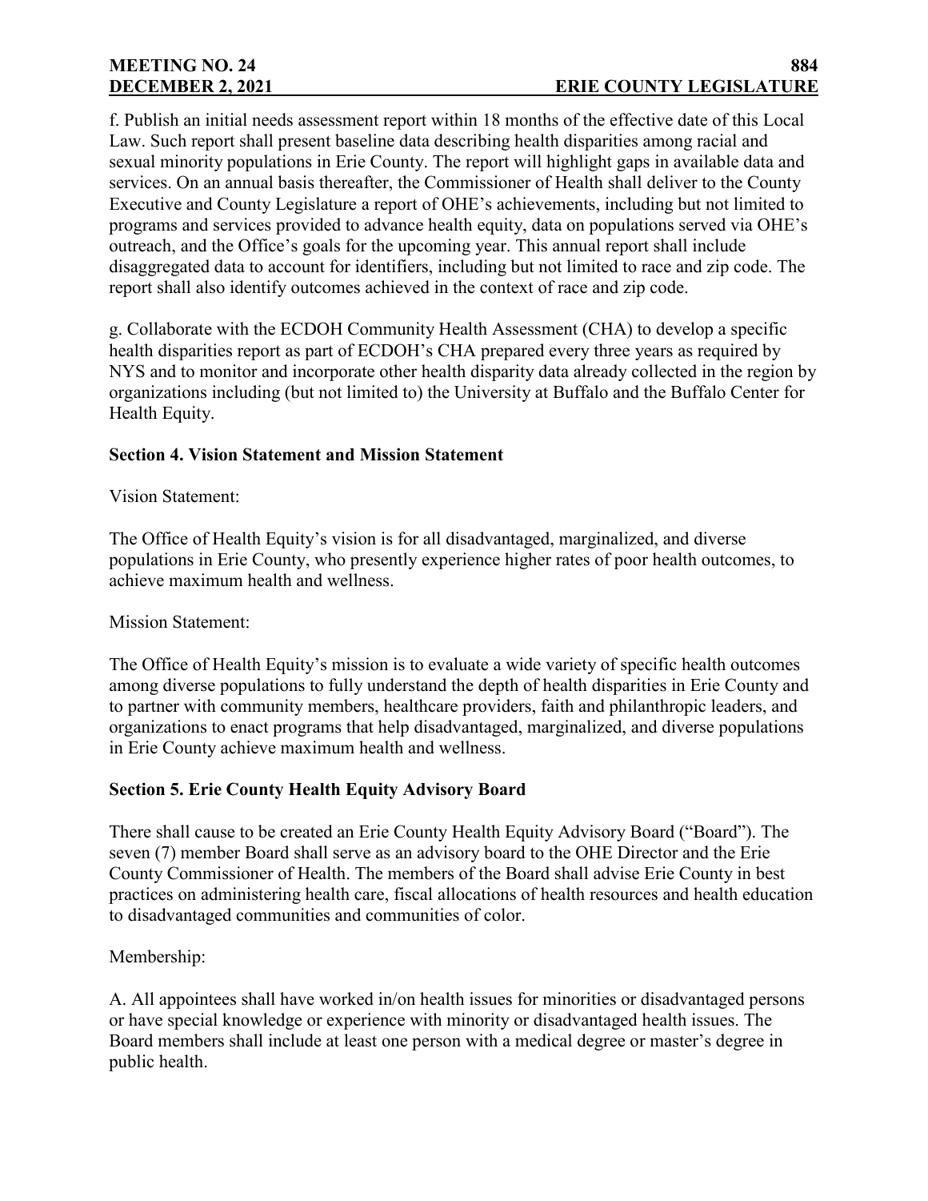f. Publish an initial needs assessment report within 18 months of the effective date of this Local Law. Such report shall present baseline data describing health disparities among racial and sexual minority populations in Erie County. The report will highlight gaps in available data and services. On an annual basis thereafter, the Commissioner of Health shall deliver to the County Executive and County Legislature a report of OHE's achievements, including but not limited to programs and services provided to advance health equity, data on populations served via OHE's outreach, and the Office's goals for the upcoming year. This annual report shall include disaggregated data to account for identifiers, including but not limited to race and zip code. The report shall also identify outcomes achieved in the context of race and zip code.

g. Collaborate with the ECDOH Community Health Assessment (CHA) to develop a specific health disparities report as part of ECDOH's CHA prepared every three years as required by NYS and to monitor and incorporate other health disparity data already collected in the region by organizations including (but not limited to) the University at Buffalo and the Buffalo Center for Health Equity.

**Section 4. Vision Statement and Mission Statement**

Vision Statement:

The Office of Health Equity's vision is for all disadvantaged, marginalized, and diverse populations in Erie County, who presently experience higher rates of poor health outcomes, to achieve maximum health and wellness.

Mission Statement:

The Office of Health Equity's mission is to evaluate a wide variety of specific health outcomes among diverse populations to fully understand the depth of health disparities in Erie County and to partner with community members, healthcare providers, faith and philanthropic leaders, and organizations to enact programs that help disadvantaged, marginalized, and diverse populations in Erie County achieve maximum health and wellness.

**Section 5. Erie County Health Equity Advisory Board**

There shall cause to be created an Erie County Health Equity Advisory Board ("Board"). The seven (7) member Board shall serve as an advisory board to the OHE Director and the Erie County Commissioner of Health. The members of the Board shall advise Erie County in best practices on administering health care, fiscal allocations of health resources and health education to disadvantaged communities and communities of color.

Membership:

A. All appointees shall have worked in/on health issues for minorities or disadvantaged persons or have special knowledge or experience with minority or disadvantaged health issues. The Board members shall include at least one person with a medical degree or master's degree in public health.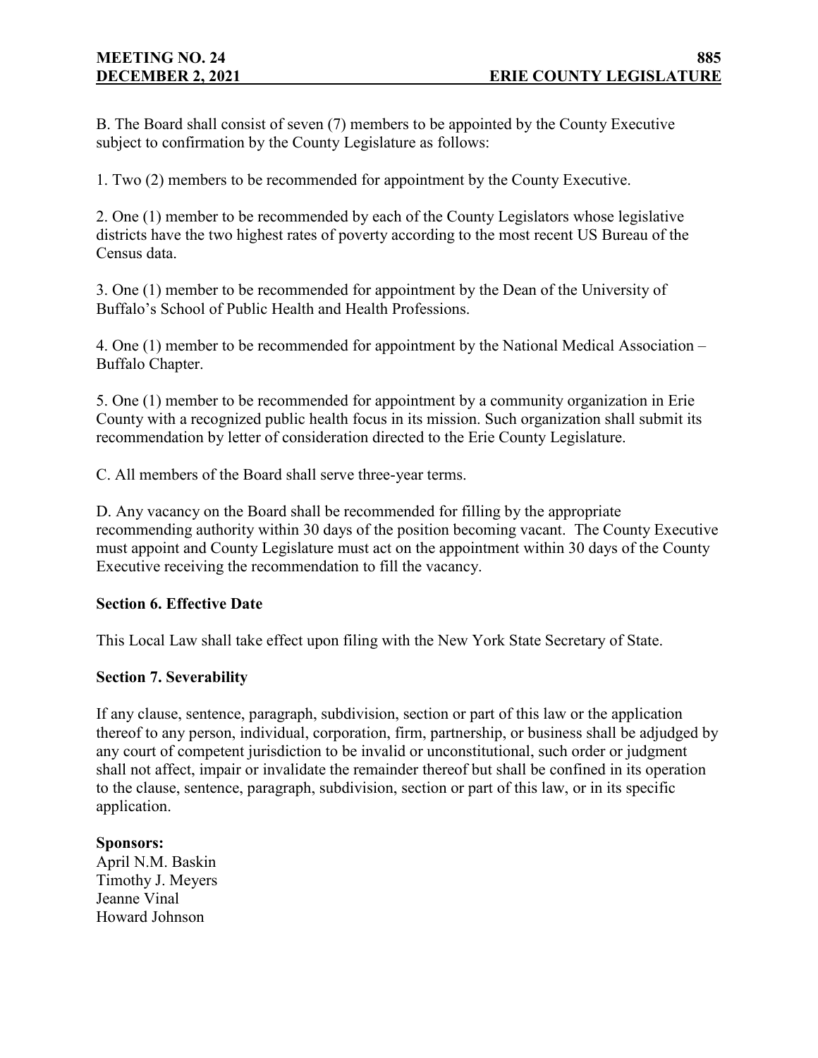B. The Board shall consist of seven (7) members to be appointed by the County Executive subject to confirmation by the County Legislature as follows:

1. Two (2) members to be recommended for appointment by the County Executive.

2. One (1) member to be recommended by each of the County Legislators whose legislative districts have the two highest rates of poverty according to the most recent US Bureau of the Census data.

3. One (1) member to be recommended for appointment by the Dean of the University of Buffalo's School of Public Health and Health Professions.

4. One (1) member to be recommended for appointment by the National Medical Association – Buffalo Chapter.

5. One (1) member to be recommended for appointment by a community organization in Erie County with a recognized public health focus in its mission. Such organization shall submit its recommendation by letter of consideration directed to the Erie County Legislature.

C. All members of the Board shall serve three-year terms.

D. Any vacancy on the Board shall be recommended for filling by the appropriate recommending authority within 30 days of the position becoming vacant. The County Executive must appoint and County Legislature must act on the appointment within 30 days of the County Executive receiving the recommendation to fill the vacancy.

**Section 6. Effective Date**

This Local Law shall take effect upon filing with the New York State Secretary of State.

**Section 7. Severability**

If any clause, sentence, paragraph, subdivision, section or part of this law or the application thereof to any person, individual, corporation, firm, partnership, or business shall be adjudged by any court of competent jurisdiction to be invalid or unconstitutional, such order or judgment shall not affect, impair or invalidate the remainder thereof but shall be confined in its operation to the clause, sentence, paragraph, subdivision, section or part of this law, or in its specific application.

**Sponsors:**
April N.M. Baskin
Timothy J. Meyers
Jeanne Vinal
Howard Johnson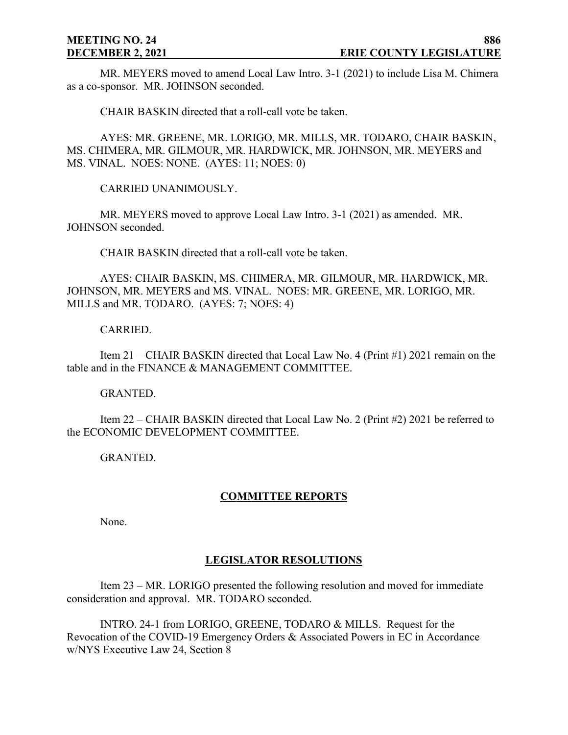MR. MEYERS moved to amend Local Law Intro. 3-1 (2021) to include Lisa M. Chimera as a co-sponsor. MR. JOHNSON seconded.

CHAIR BASKIN directed that a roll-call vote be taken.

AYES: MR. GREENE, MR. LORIGO, MR. MILLS, MR. TODARO, CHAIR BASKIN, MS. CHIMERA, MR. GILMOUR, MR. HARDWICK, MR. JOHNSON, MR. MEYERS and MS. VINAL. NOES: NONE. (AYES: 11; NOES: 0)

CARRIED UNANIMOUSLY.

MR. MEYERS moved to approve Local Law Intro. 3-1 (2021) as amended. MR. JOHNSON seconded.

CHAIR BASKIN directed that a roll-call vote be taken.

AYES: CHAIR BASKIN, MS. CHIMERA, MR. GILMOUR, MR. HARDWICK, MR. JOHNSON, MR. MEYERS and MS. VINAL. NOES: MR. GREENE, MR. LORIGO, MR. MILLS and MR. TODARO. (AYES: 7; NOES: 4)

CARRIED.

Item 21 – CHAIR BASKIN directed that Local Law No. 4 (Print #1) 2021 remain on the table and in the FINANCE & MANAGEMENT COMMITTEE.

GRANTED.

Item 22 – CHAIR BASKIN directed that Local Law No. 2 (Print #2) 2021 be referred to the ECONOMIC DEVELOPMENT COMMITTEE.

GRANTED.

## COMMITTEE REPORTS

None.

## LEGISLATOR RESOLUTIONS

Item 23 – MR. LORIGO presented the following resolution and moved for immediate consideration and approval. MR. TODARO seconded.

INTRO. 24-1 from LORIGO, GREENE, TODARO & MILLS. Request for the Revocation of the COVID-19 Emergency Orders & Associated Powers in EC in Accordance w/NYS Executive Law 24, Section 8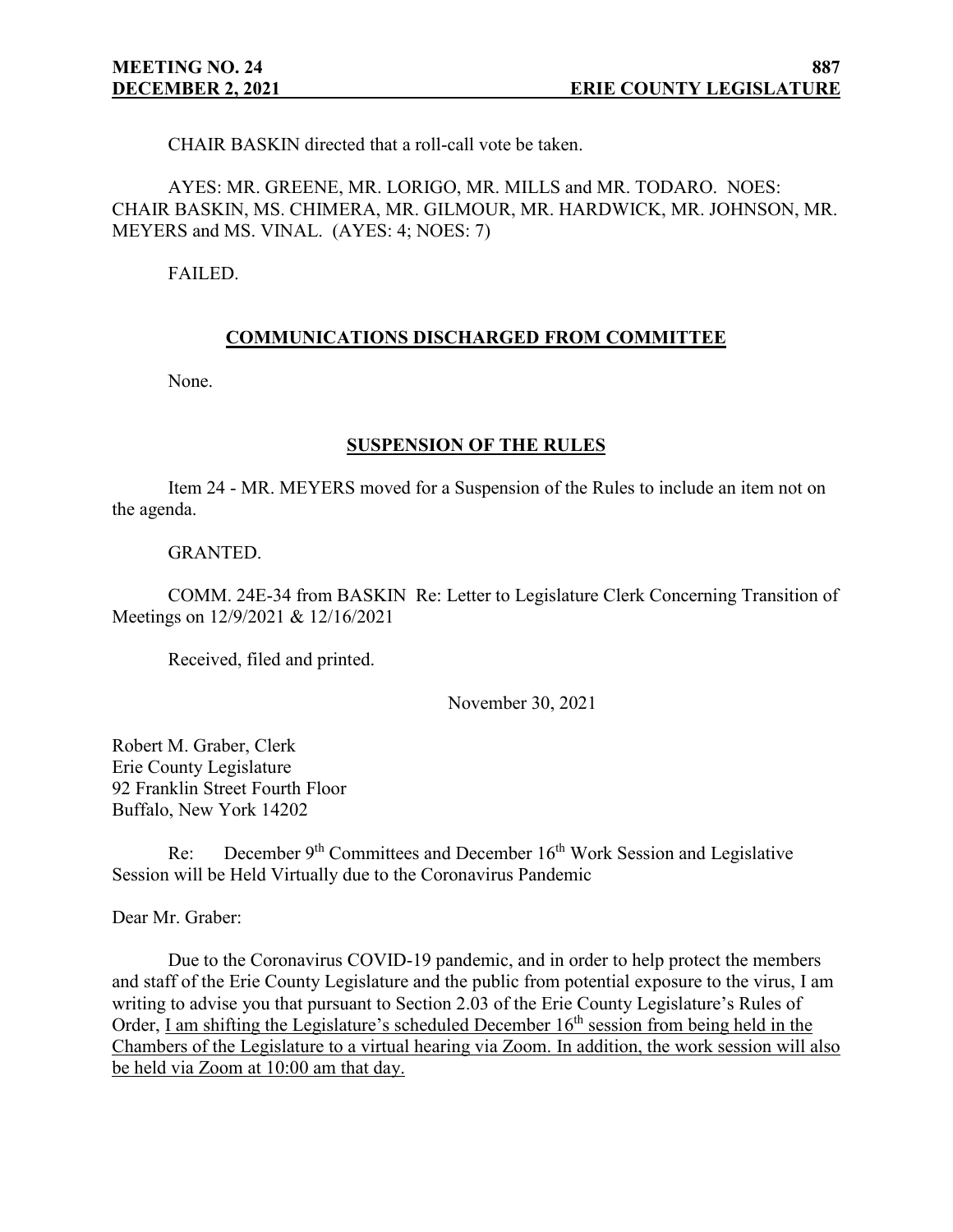CHAIR BASKIN directed that a roll-call vote be taken.

AYES: MR. GREENE, MR. LORIGO, MR. MILLS and MR. TODARO. NOES: CHAIR BASKIN, MS. CHIMERA, MR. GILMOUR, MR. HARDWICK, MR. JOHNSON, MR. MEYERS and MS. VINAL. (AYES: 4; NOES: 7)

FAILED.

## COMMUNICATIONS DISCHARGED FROM COMMITTEE

None.

## SUSPENSION OF THE RULES

Item 24 - MR. MEYERS moved for a Suspension of the Rules to include an item not on the agenda.

GRANTED.

COMM. 24E-34 from BASKIN Re: Letter to Legislature Clerk Concerning Transition of Meetings on 12/9/2021 & 12/16/2021

Received, filed and printed.

November 30, 2021

Robert M. Graber, Clerk
Erie County Legislature
92 Franklin Street Fourth Floor
Buffalo, New York 14202

Re: December 9th Committees and December 16th Work Session and Legislative Session will be Held Virtually due to the Coronavirus Pandemic

Dear Mr. Graber:

Due to the Coronavirus COVID-19 pandemic, and in order to help protect the members and staff of the Erie County Legislature and the public from potential exposure to the virus, I am writing to advise you that pursuant to Section 2.03 of the Erie County Legislature's Rules of Order, I am shifting the Legislature's scheduled December 16th session from being held in the Chambers of the Legislature to a virtual hearing via Zoom. In addition, the work session will also be held via Zoom at 10:00 am that day.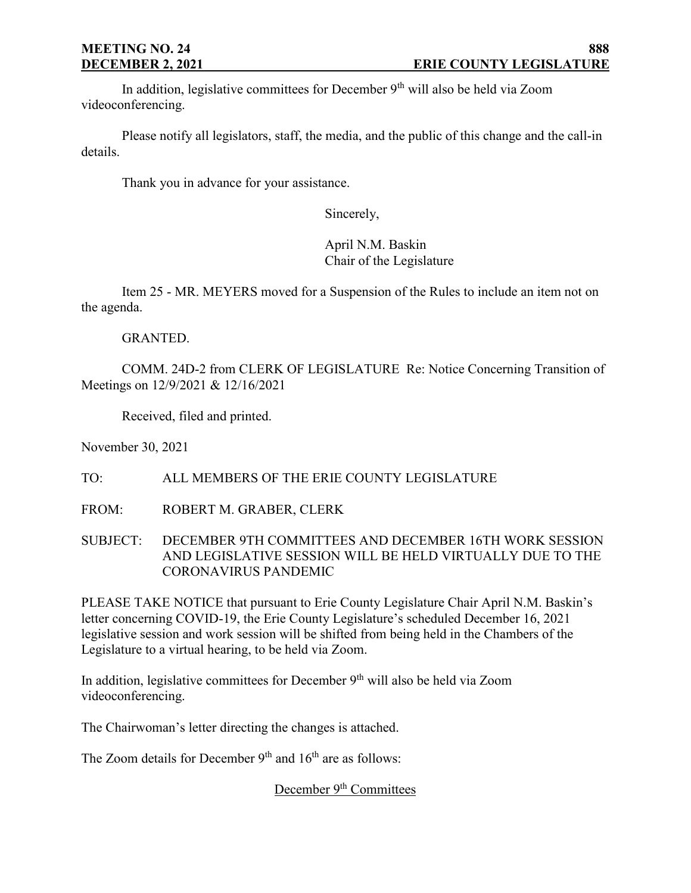In addition, legislative committees for December 9th will also be held via Zoom videoconferencing.

Please notify all legislators, staff, the media, and the public of this change and the call-in details.

Thank you in advance for your assistance.

Sincerely,

April N.M. Baskin
Chair of the Legislature

Item 25 - MR. MEYERS moved for a Suspension of the Rules to include an item not on the agenda.

GRANTED.

COMM. 24D-2 from CLERK OF LEGISLATURE Re: Notice Concerning Transition of Meetings on 12/9/2021 & 12/16/2021

Received, filed and printed.

November 30, 2021

TO: ALL MEMBERS OF THE ERIE COUNTY LEGISLATURE

FROM: ROBERT M. GRABER, CLERK

SUBJECT: DECEMBER 9TH COMMITTEES AND DECEMBER 16TH WORK SESSION AND LEGISLATIVE SESSION WILL BE HELD VIRTUALLY DUE TO THE CORONAVIRUS PANDEMIC

PLEASE TAKE NOTICE that pursuant to Erie County Legislature Chair April N.M. Baskin's letter concerning COVID-19, the Erie County Legislature's scheduled December 16, 2021 legislative session and work session will be shifted from being held in the Chambers of the Legislature to a virtual hearing, to be held via Zoom.

In addition, legislative committees for December 9th will also be held via Zoom videoconferencing.

The Chairwoman's letter directing the changes is attached.

The Zoom details for December 9th and 16th are as follows:

December 9th Committees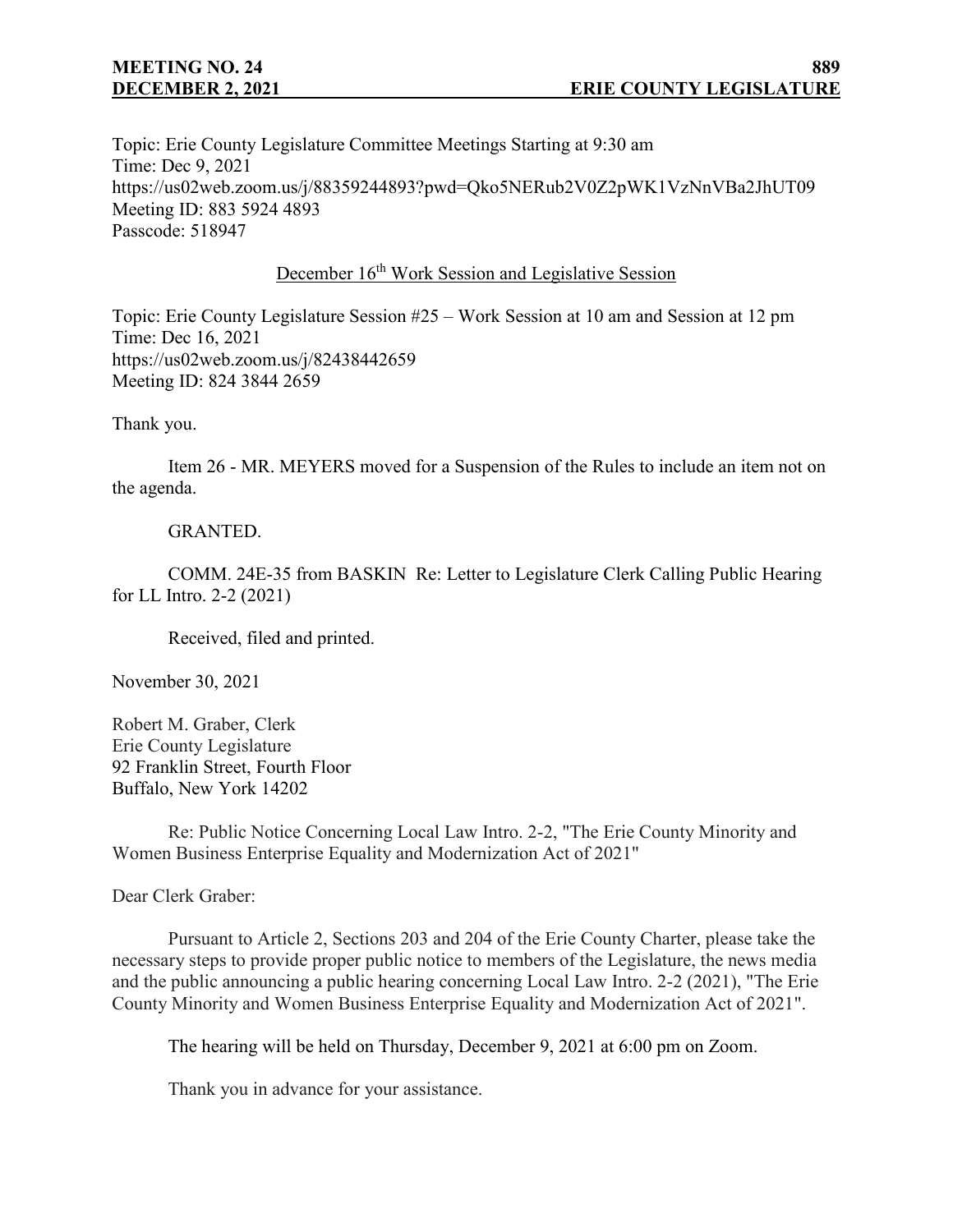Topic: Erie County Legislature Committee Meetings Starting at 9:30 am
Time: Dec 9, 2021
https://us02web.zoom.us/j/88359244893?pwd=Qko5NERub2V0Z2pWK1VzNnVBa2JhUT09
Meeting ID: 883 5924 4893
Passcode: 518947

December 16th Work Session and Legislative Session

Topic: Erie County Legislature Session #25 – Work Session at 10 am and Session at 12 pm
Time: Dec 16, 2021
https://us02web.zoom.us/j/82438442659
Meeting ID: 824 3844 2659

Thank you.

Item 26 - MR. MEYERS moved for a Suspension of the Rules to include an item not on the agenda.

GRANTED.

COMM. 24E-35 from BASKIN Re: Letter to Legislature Clerk Calling Public Hearing for LL Intro. 2-2 (2021)

Received, filed and printed.

November 30, 2021

Robert M. Graber, Clerk
Erie County Legislature
92 Franklin Street, Fourth Floor
Buffalo, New York 14202

Re: Public Notice Concerning Local Law Intro. 2-2, "The Erie County Minority and Women Business Enterprise Equality and Modernization Act of 2021"

Dear Clerk Graber:

Pursuant to Article 2, Sections 203 and 204 of the Erie County Charter, please take the necessary steps to provide proper public notice to members of the Legislature, the news media and the public announcing a public hearing concerning Local Law Intro. 2-2 (2021), "The Erie County Minority and Women Business Enterprise Equality and Modernization Act of 2021".

The hearing will be held on Thursday, December 9, 2021 at 6:00 pm on Zoom.

Thank you in advance for your assistance.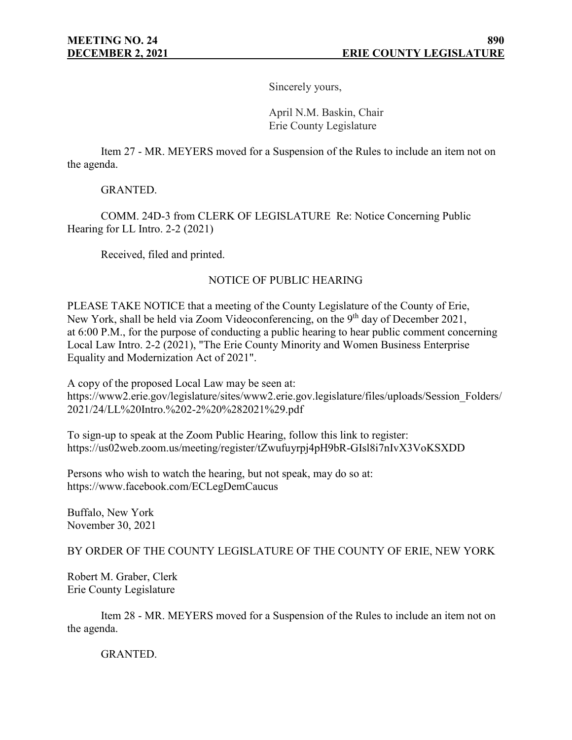Sincerely yours,

April N.M. Baskin, Chair
Erie County Legislature

Item 27 - MR. MEYERS moved for a Suspension of the Rules to include an item not on the agenda.

GRANTED.

COMM. 24D-3 from CLERK OF LEGISLATURE Re: Notice Concerning Public Hearing for LL Intro. 2-2 (2021)

Received, filed and printed.

NOTICE OF PUBLIC HEARING

PLEASE TAKE NOTICE that a meeting of the County Legislature of the County of Erie, New York, shall be held via Zoom Videoconferencing, on the 9th day of December 2021, at 6:00 P.M., for the purpose of conducting a public hearing to hear public comment concerning Local Law Intro. 2-2 (2021), "The Erie County Minority and Women Business Enterprise Equality and Modernization Act of 2021".

A copy of the proposed Local Law may be seen at:
https://www2.erie.gov/legislature/sites/www2.erie.gov.legislature/files/uploads/Session_Folders/2021/24/LL%20Intro.%202-2%20%282021%29.pdf

To sign-up to speak at the Zoom Public Hearing, follow this link to register:
https://us02web.zoom.us/meeting/register/tZwufuyrpj4pH9bR-GIsl8i7nIvX3VoKSXDD

Persons who wish to watch the hearing, but not speak, may do so at:
https://www.facebook.com/ECLegDemCaucus

Buffalo, New York
November 30, 2021

BY ORDER OF THE COUNTY LEGISLATURE OF THE COUNTY OF ERIE, NEW YORK

Robert M. Graber, Clerk
Erie County Legislature

Item 28 - MR. MEYERS moved for a Suspension of the Rules to include an item not on the agenda.

GRANTED.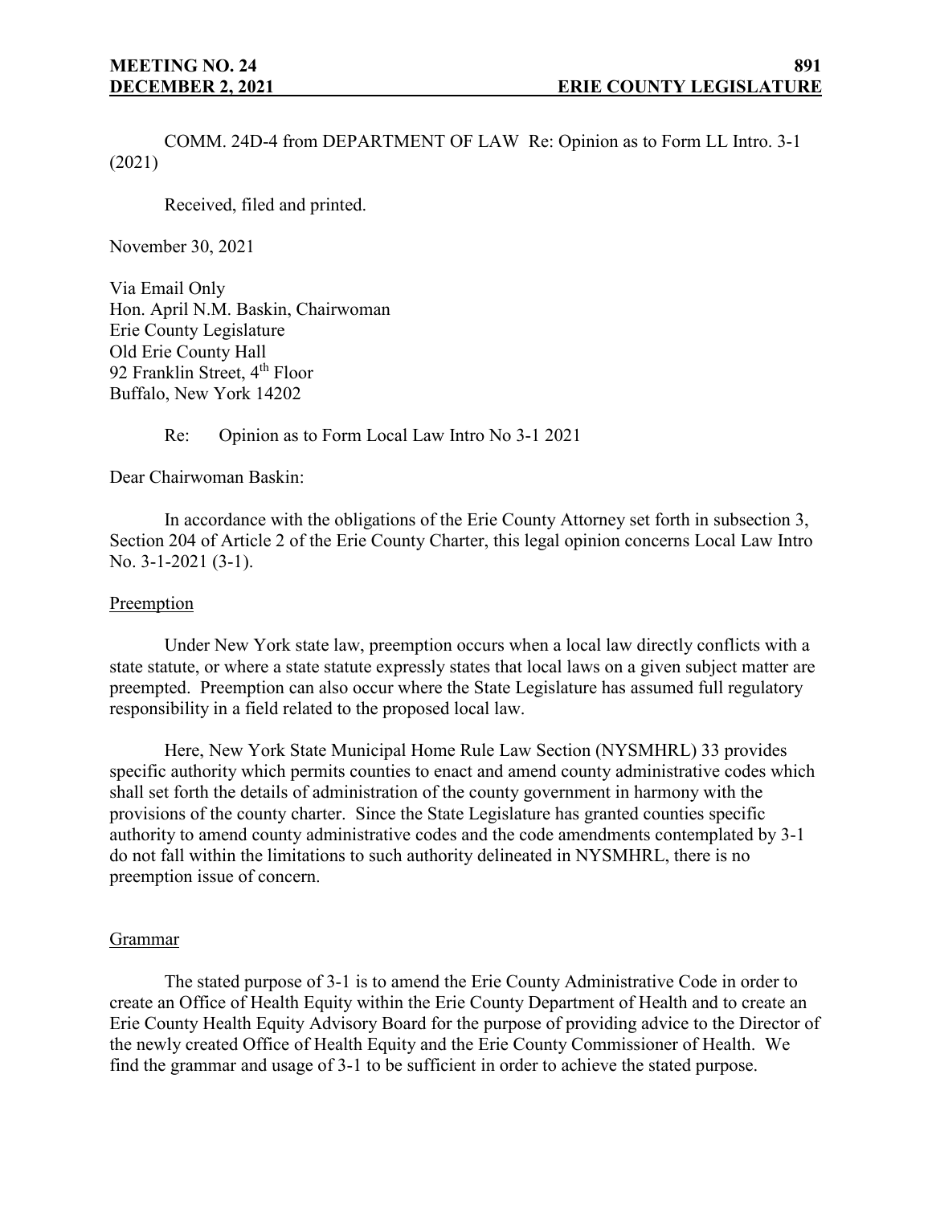COMM. 24D-4 from DEPARTMENT OF LAW Re: Opinion as to Form LL Intro. 3-1 (2021)

Received, filed and printed.

November 30, 2021

Via Email Only
Hon. April N.M. Baskin, Chairwoman
Erie County Legislature
Old Erie County Hall
92 Franklin Street, 4th Floor
Buffalo, New York 14202

Re: Opinion as to Form Local Law Intro No 3-1 2021

Dear Chairwoman Baskin:

In accordance with the obligations of the Erie County Attorney set forth in subsection 3, Section 204 of Article 2 of the Erie County Charter, this legal opinion concerns Local Law Intro No. 3-1-2021 (3-1).

Preemption

Under New York state law, preemption occurs when a local law directly conflicts with a state statute, or where a state statute expressly states that local laws on a given subject matter are preempted. Preemption can also occur where the State Legislature has assumed full regulatory responsibility in a field related to the proposed local law.

Here, New York State Municipal Home Rule Law Section (NYSMHRL) 33 provides specific authority which permits counties to enact and amend county administrative codes which shall set forth the details of administration of the county government in harmony with the provisions of the county charter. Since the State Legislature has granted counties specific authority to amend county administrative codes and the code amendments contemplated by 3-1 do not fall within the limitations to such authority delineated in NYSMHRL, there is no preemption issue of concern.

Grammar

The stated purpose of 3-1 is to amend the Erie County Administrative Code in order to create an Office of Health Equity within the Erie County Department of Health and to create an Erie County Health Equity Advisory Board for the purpose of providing advice to the Director of the newly created Office of Health Equity and the Erie County Commissioner of Health. We find the grammar and usage of 3-1 to be sufficient in order to achieve the stated purpose.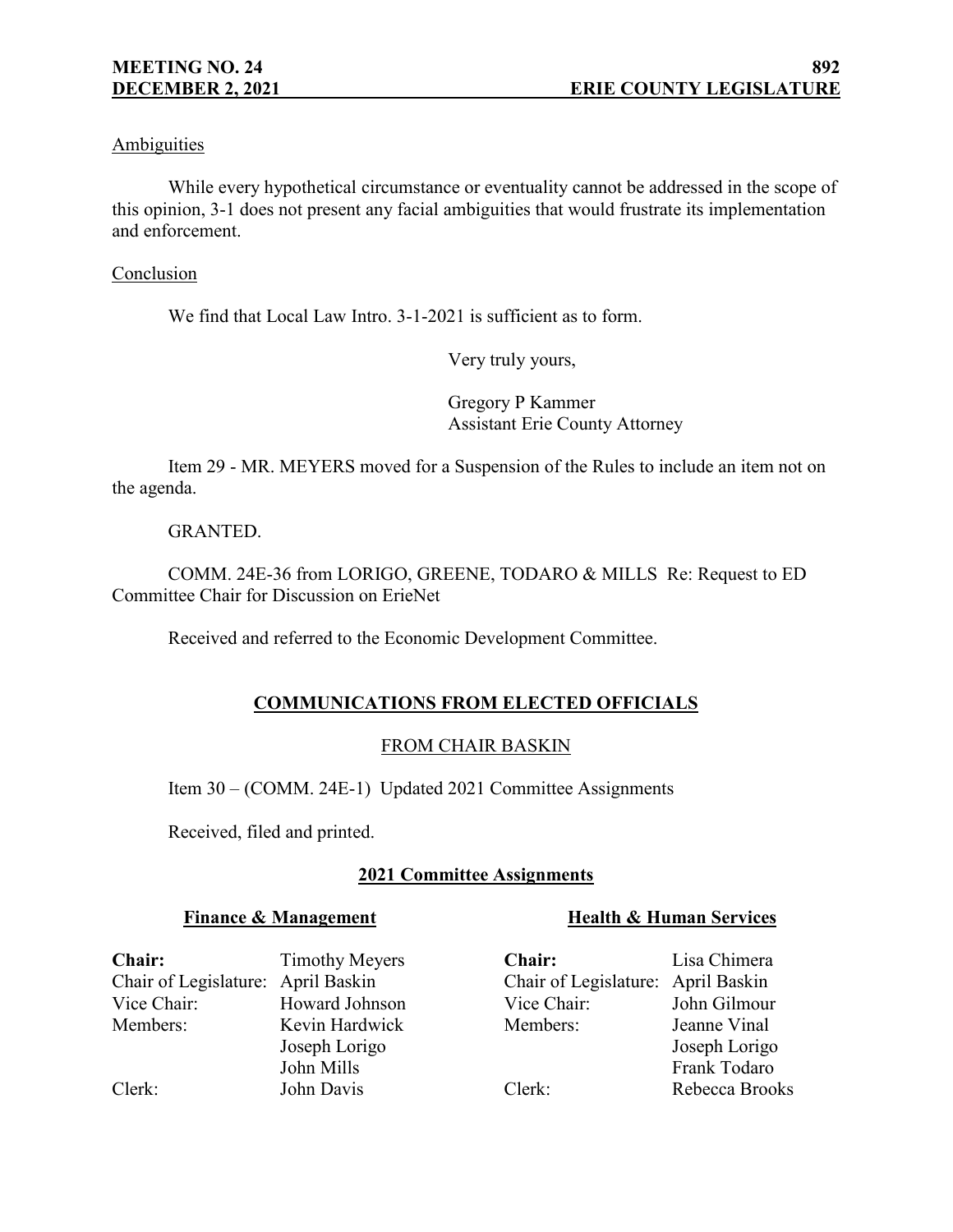Ambiguities

While every hypothetical circumstance or eventuality cannot be addressed in the scope of this opinion, 3-1 does not present any facial ambiguities that would frustrate its implementation and enforcement.

Conclusion

We find that Local Law Intro. 3-1-2021 is sufficient as to form.

Very truly yours,

Gregory P Kammer
Assistant Erie County Attorney

Item 29 - MR. MEYERS moved for a Suspension of the Rules to include an item not on the agenda.

GRANTED.

COMM. 24E-36 from LORIGO, GREENE, TODARO & MILLS Re: Request to ED Committee Chair for Discussion on ErieNet

Received and referred to the Economic Development Committee.

## COMMUNICATIONS FROM ELECTED OFFICIALS

### FROM CHAIR BASKIN

Item 30 – (COMM. 24E-1) Updated 2021 Committee Assignments

Received, filed and printed.

### 2021 Committee Assignments

**Finance & Management**

| | |
|---|---|
| **Chair:** | Timothy Meyers |
| Chair of Legislature: | April Baskin |
| Vice Chair: | Howard Johnson |
| Members: | Kevin Hardwick |
| | Joseph Lorigo |
| | John Mills |
| Clerk: | John Davis |

**Health & Human Services**

| | |
|---|---|
| **Chair:** | Lisa Chimera |
| Chair of Legislature: | April Baskin |
| Vice Chair: | John Gilmour |
| Members: | Jeanne Vinal |
| | Joseph Lorigo |
| | Frank Todaro |
| Clerk: | Rebecca Brooks |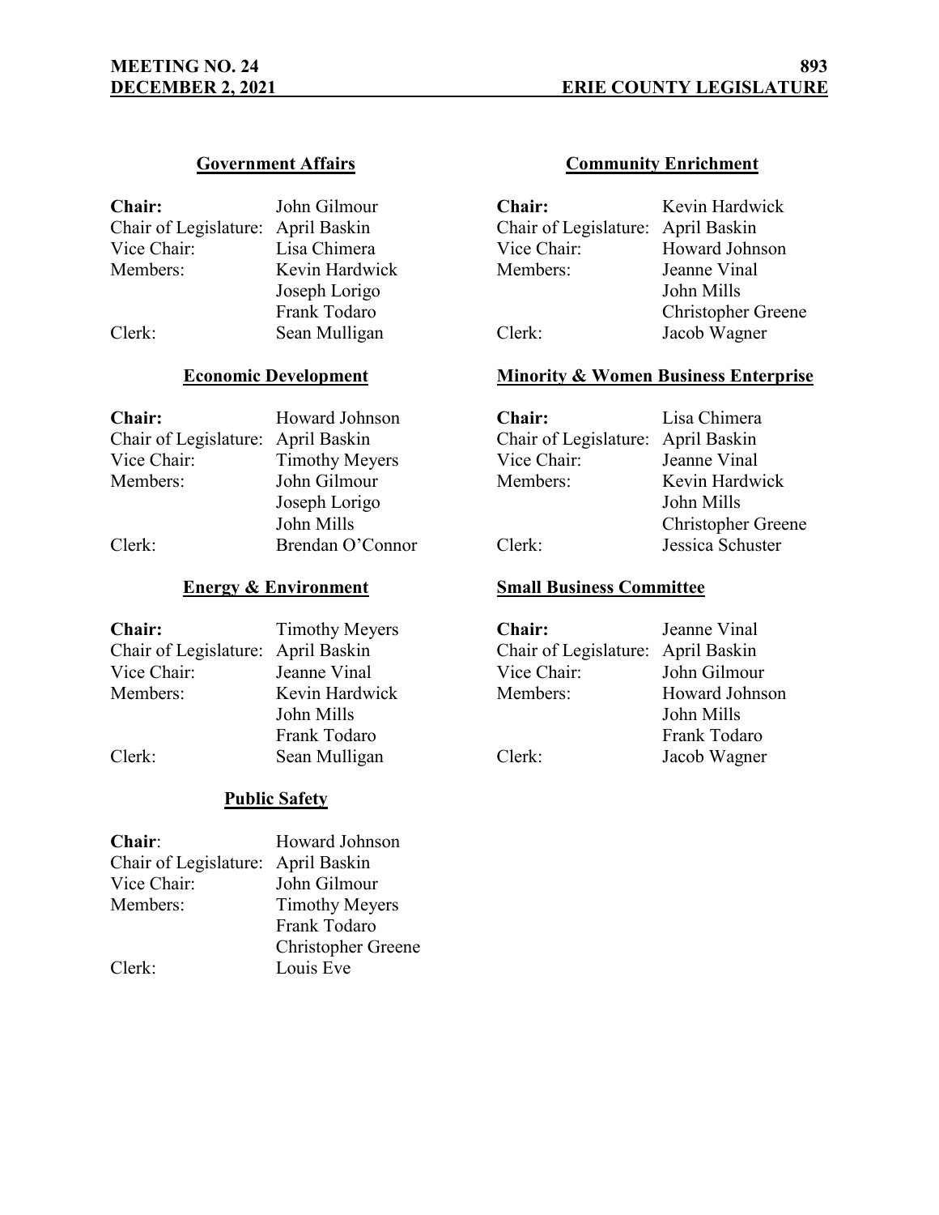### Government Affairs

| | |
|---|---|
| **Chair:** | John Gilmour |
| Chair of Legislature: | April Baskin |
| Vice Chair: | Lisa Chimera |
| Members: | Kevin Hardwick |
| | Joseph Lorigo |
| | Frank Todaro |
| Clerk: | Sean Mulligan |

### Economic Development

| | |
|---|---|
| **Chair:** | Howard Johnson |
| Chair of Legislature: | April Baskin |
| Vice Chair: | Timothy Meyers |
| Members: | John Gilmour |
| | Joseph Lorigo |
| | John Mills |
| Clerk: | Brendan O'Connor |

### Energy & Environment

| | |
|---|---|
| **Chair:** | Timothy Meyers |
| Chair of Legislature: | April Baskin |
| Vice Chair: | Jeanne Vinal |
| Members: | Kevin Hardwick |
| | John Mills |
| | Frank Todaro |
| Clerk: | Sean Mulligan |

### Public Safety

| | |
|---|---|
| **Chair**: | Howard Johnson |
| Chair of Legislature: | April Baskin |
| Vice Chair: | John Gilmour |
| Members: | Timothy Meyers |
| | Frank Todaro |
| | Christopher Greene |
| Clerk: | Louis Eve |

### Community Enrichment

| | |
|---|---|
| **Chair:** | Kevin Hardwick |
| Chair of Legislature: | April Baskin |
| Vice Chair: | Howard Johnson |
| Members: | Jeanne Vinal |
| | John Mills |
| | Christopher Greene |
| Clerk: | Jacob Wagner |

### Minority & Women Business Enterprise

| | |
|---|---|
| **Chair:** | Lisa Chimera |
| Chair of Legislature: | April Baskin |
| Vice Chair: | Jeanne Vinal |
| Members: | Kevin Hardwick |
| | John Mills |
| | Christopher Greene |
| Clerk: | Jessica Schuster |

### Small Business Committee

| | |
|---|---|
| **Chair:** | Jeanne Vinal |
| Chair of Legislature: | April Baskin |
| Vice Chair: | John Gilmour |
| Members: | Howard Johnson |
| | John Mills |
| | Frank Todaro |
| Clerk: | Jacob Wagner |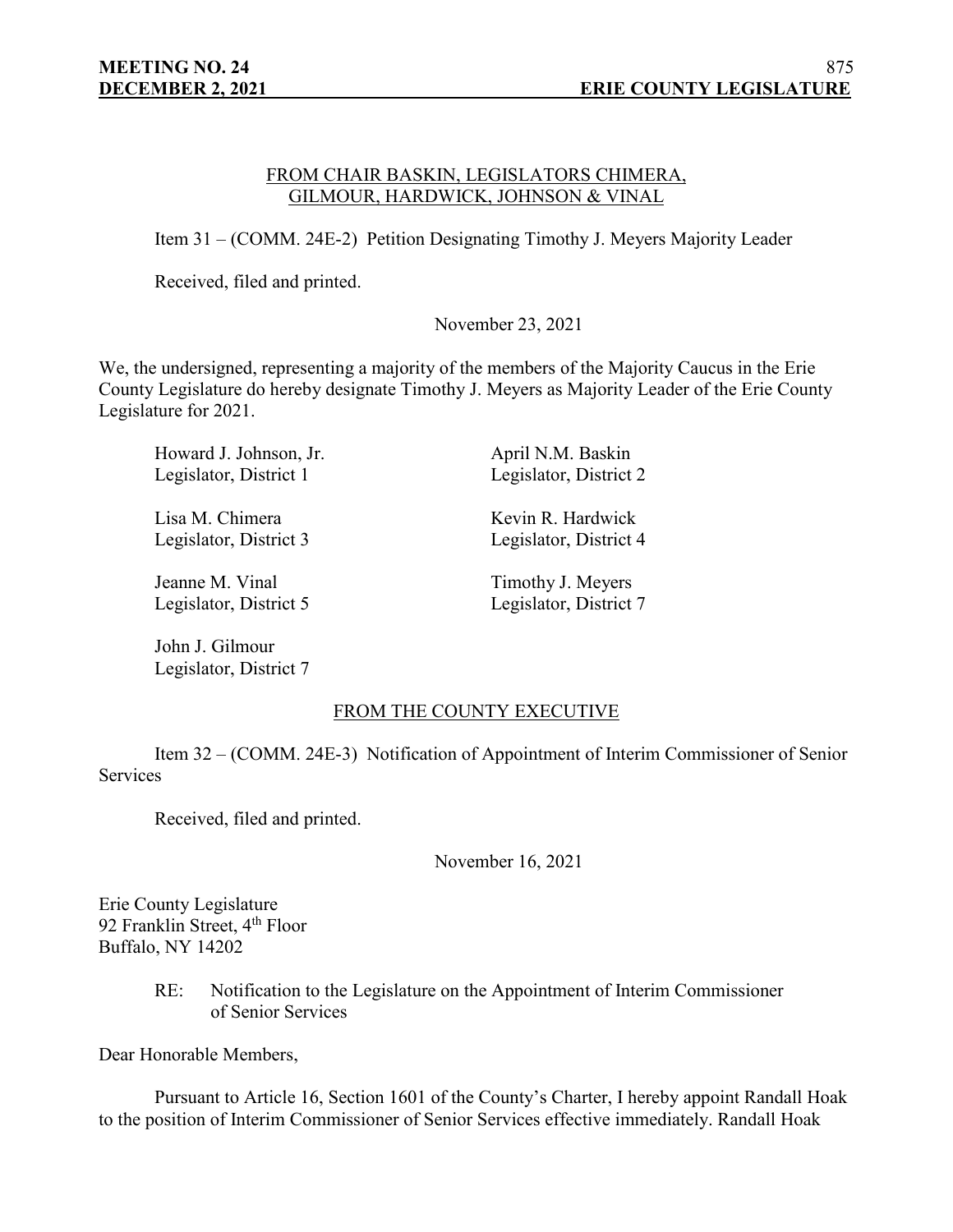FROM CHAIR BASKIN, LEGISLATORS CHIMERA, GILMOUR, HARDWICK, JOHNSON & VINAL

Item 31 – (COMM. 24E-2) Petition Designating Timothy J. Meyers Majority Leader

Received, filed and printed.

November 23, 2021

We, the undersigned, representing a majority of the members of the Majority Caucus in the Erie County Legislature do hereby designate Timothy J. Meyers as Majority Leader of the Erie County Legislature for 2021.

Howard J. Johnson, Jr.
Legislator, District 1

April N.M. Baskin
Legislator, District 2

Lisa M. Chimera
Legislator, District 3

Kevin R. Hardwick
Legislator, District 4

Jeanne M. Vinal
Legislator, District 5

Timothy J. Meyers
Legislator, District 7

John J. Gilmour
Legislator, District 7

FROM THE COUNTY EXECUTIVE

Item 32 – (COMM. 24E-3) Notification of Appointment of Interim Commissioner of Senior Services

Received, filed and printed.

November 16, 2021

Erie County Legislature
92 Franklin Street, 4th Floor
Buffalo, NY 14202

RE: Notification to the Legislature on the Appointment of Interim Commissioner of Senior Services

Dear Honorable Members,

Pursuant to Article 16, Section 1601 of the County's Charter, I hereby appoint Randall Hoak to the position of Interim Commissioner of Senior Services effective immediately. Randall Hoak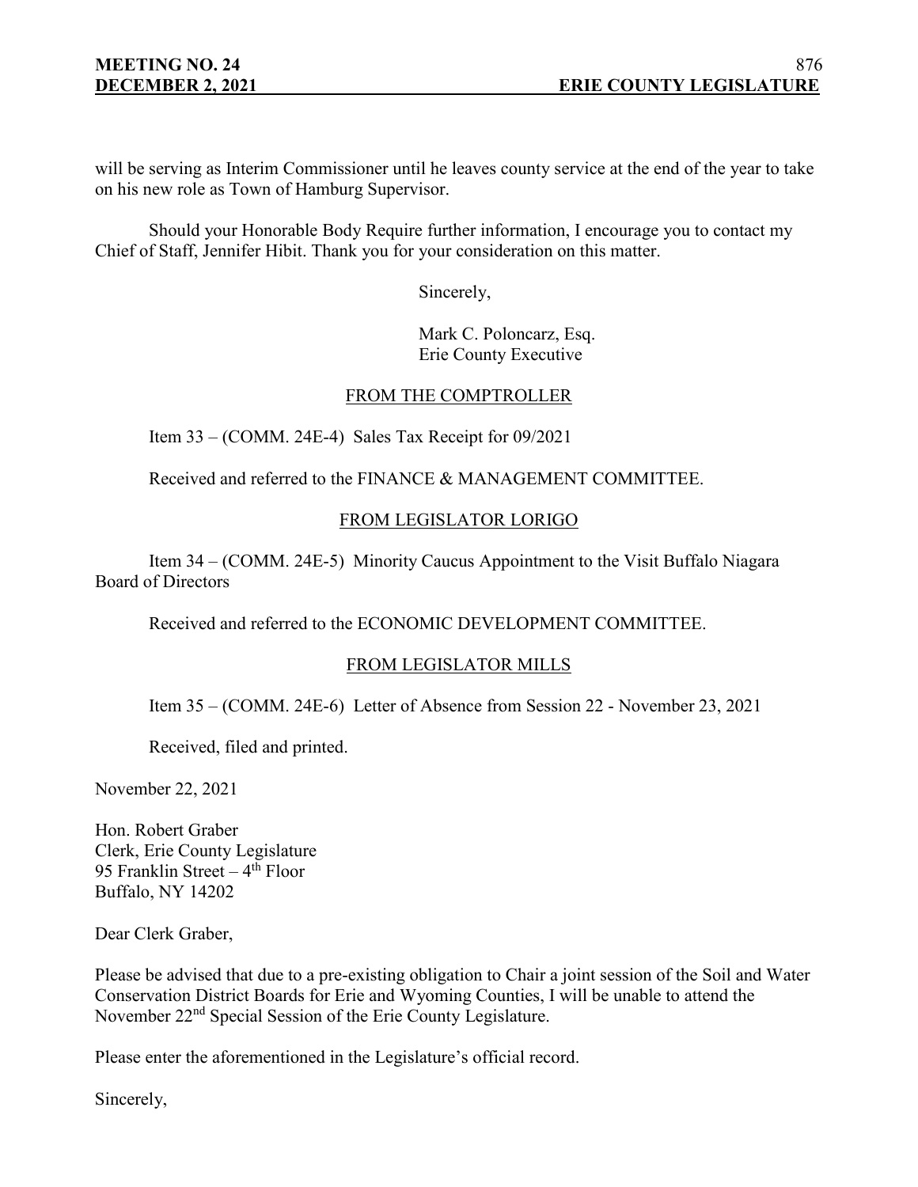will be serving as Interim Commissioner until he leaves county service at the end of the year to take on his new role as Town of Hamburg Supervisor.

Should your Honorable Body Require further information, I encourage you to contact my Chief of Staff, Jennifer Hibit. Thank you for your consideration on this matter.

Sincerely,

Mark C. Poloncarz, Esq.
Erie County Executive

FROM THE COMPTROLLER

Item 33 – (COMM. 24E-4) Sales Tax Receipt for 09/2021

Received and referred to the FINANCE & MANAGEMENT COMMITTEE.

FROM LEGISLATOR LORIGO

Item 34 – (COMM. 24E-5) Minority Caucus Appointment to the Visit Buffalo Niagara Board of Directors

Received and referred to the ECONOMIC DEVELOPMENT COMMITTEE.

FROM LEGISLATOR MILLS

Item 35 – (COMM. 24E-6) Letter of Absence from Session 22 - November 23, 2021

Received, filed and printed.

November 22, 2021

Hon. Robert Graber
Clerk, Erie County Legislature
95 Franklin Street – 4th Floor
Buffalo, NY 14202

Dear Clerk Graber,

Please be advised that due to a pre-existing obligation to Chair a joint session of the Soil and Water Conservation District Boards for Erie and Wyoming Counties, I will be unable to attend the November 22nd Special Session of the Erie County Legislature.

Please enter the aforementioned in the Legislature's official record.

Sincerely,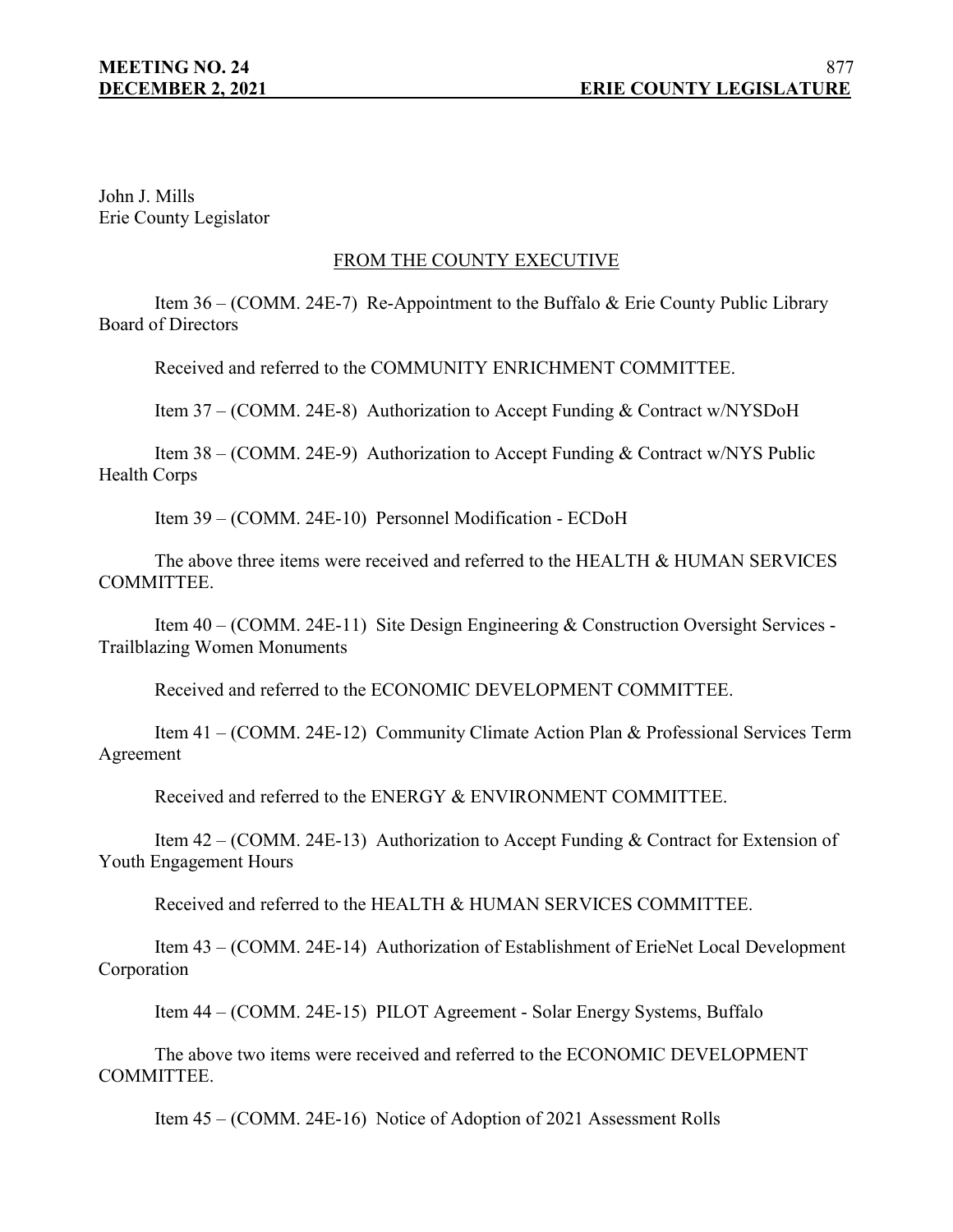John J. Mills
Erie County Legislator

## FROM THE COUNTY EXECUTIVE

Item 36 – (COMM. 24E-7) Re-Appointment to the Buffalo & Erie County Public Library Board of Directors

Received and referred to the COMMUNITY ENRICHMENT COMMITTEE.

Item 37 – (COMM. 24E-8) Authorization to Accept Funding & Contract w/NYSDoH

Item 38 – (COMM. 24E-9) Authorization to Accept Funding & Contract w/NYS Public Health Corps

Item 39 – (COMM. 24E-10) Personnel Modification - ECDoH

The above three items were received and referred to the HEALTH & HUMAN SERVICES COMMITTEE.

Item 40 – (COMM. 24E-11) Site Design Engineering & Construction Oversight Services - Trailblazing Women Monuments

Received and referred to the ECONOMIC DEVELOPMENT COMMITTEE.

Item 41 – (COMM. 24E-12) Community Climate Action Plan & Professional Services Term Agreement

Received and referred to the ENERGY & ENVIRONMENT COMMITTEE.

Item 42 – (COMM. 24E-13) Authorization to Accept Funding & Contract for Extension of Youth Engagement Hours

Received and referred to the HEALTH & HUMAN SERVICES COMMITTEE.

Item 43 – (COMM. 24E-14) Authorization of Establishment of ErieNet Local Development Corporation

Item 44 – (COMM. 24E-15) PILOT Agreement - Solar Energy Systems, Buffalo

The above two items were received and referred to the ECONOMIC DEVELOPMENT COMMITTEE.

Item 45 – (COMM. 24E-16) Notice of Adoption of 2021 Assessment Rolls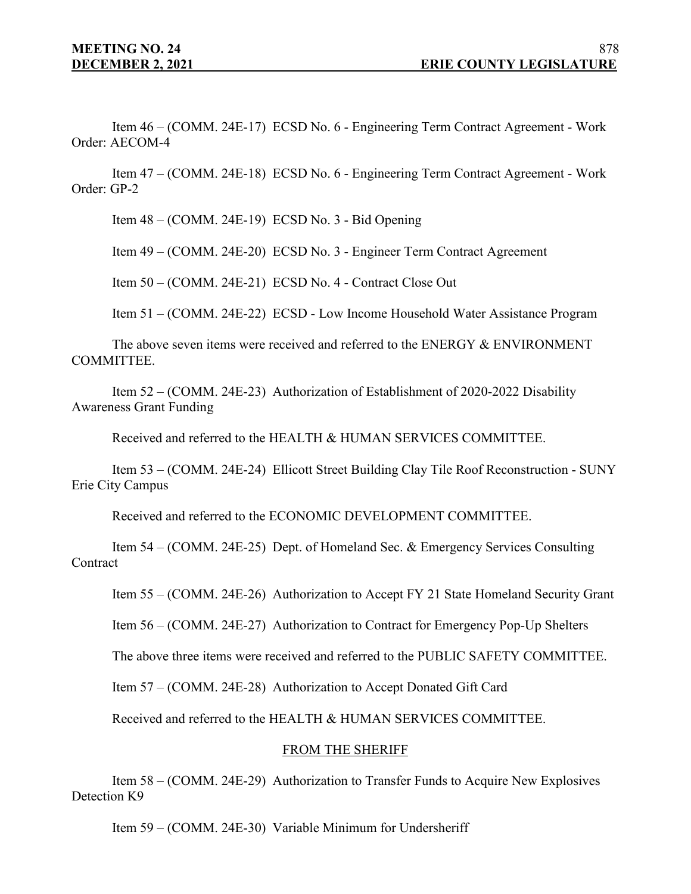Item 46 – (COMM. 24E-17) ECSD No. 6 - Engineering Term Contract Agreement - Work Order: AECOM-4

Item 47 – (COMM. 24E-18) ECSD No. 6 - Engineering Term Contract Agreement - Work Order: GP-2

Item 48 – (COMM. 24E-19) ECSD No. 3 - Bid Opening

Item 49 – (COMM. 24E-20) ECSD No. 3 - Engineer Term Contract Agreement

Item 50 – (COMM. 24E-21) ECSD No. 4 - Contract Close Out

Item 51 – (COMM. 24E-22) ECSD - Low Income Household Water Assistance Program

The above seven items were received and referred to the ENERGY & ENVIRONMENT COMMITTEE.

Item 52 – (COMM. 24E-23) Authorization of Establishment of 2020-2022 Disability Awareness Grant Funding

Received and referred to the HEALTH & HUMAN SERVICES COMMITTEE.

Item 53 – (COMM. 24E-24) Ellicott Street Building Clay Tile Roof Reconstruction - SUNY Erie City Campus

Received and referred to the ECONOMIC DEVELOPMENT COMMITTEE.

Item 54 – (COMM. 24E-25) Dept. of Homeland Sec. & Emergency Services Consulting Contract

Item 55 – (COMM. 24E-26) Authorization to Accept FY 21 State Homeland Security Grant

Item 56 – (COMM. 24E-27) Authorization to Contract for Emergency Pop-Up Shelters

The above three items were received and referred to the PUBLIC SAFETY COMMITTEE.

Item 57 – (COMM. 24E-28) Authorization to Accept Donated Gift Card

Received and referred to the HEALTH & HUMAN SERVICES COMMITTEE.

## FROM THE SHERIFF

Item 58 – (COMM. 24E-29) Authorization to Transfer Funds to Acquire New Explosives Detection K9

Item 59 – (COMM. 24E-30) Variable Minimum for Undersheriff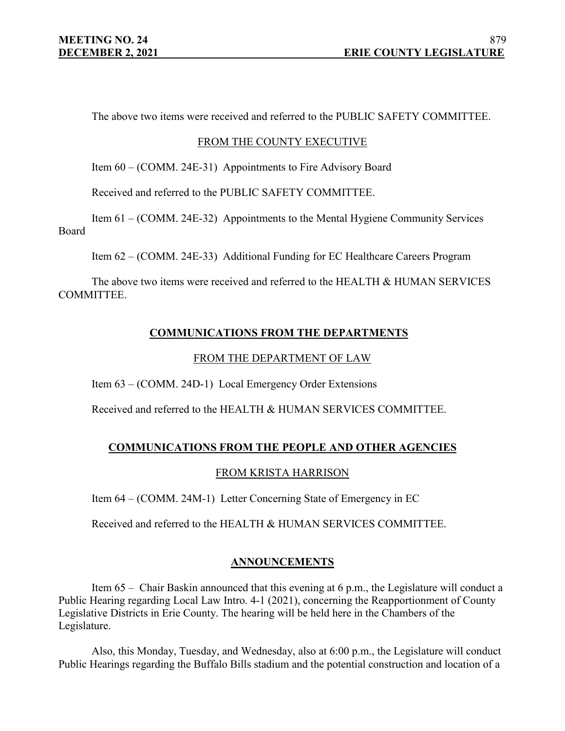The above two items were received and referred to the PUBLIC SAFETY COMMITTEE.

FROM THE COUNTY EXECUTIVE

Item 60 – (COMM. 24E-31) Appointments to Fire Advisory Board

Received and referred to the PUBLIC SAFETY COMMITTEE.

Item 61 – (COMM. 24E-32) Appointments to the Mental Hygiene Community Services Board

Item 62 – (COMM. 24E-33) Additional Funding for EC Healthcare Careers Program

The above two items were received and referred to the HEALTH & HUMAN SERVICES COMMITTEE.

## COMMUNICATIONS FROM THE DEPARTMENTS

FROM THE DEPARTMENT OF LAW

Item 63 – (COMM. 24D-1) Local Emergency Order Extensions

Received and referred to the HEALTH & HUMAN SERVICES COMMITTEE.

## COMMUNICATIONS FROM THE PEOPLE AND OTHER AGENCIES

FROM KRISTA HARRISON

Item 64 – (COMM. 24M-1) Letter Concerning State of Emergency in EC

Received and referred to the HEALTH & HUMAN SERVICES COMMITTEE.

## ANNOUNCEMENTS

Item 65 – Chair Baskin announced that this evening at 6 p.m., the Legislature will conduct a Public Hearing regarding Local Law Intro. 4-1 (2021), concerning the Reapportionment of County Legislative Districts in Erie County. The hearing will be held here in the Chambers of the Legislature.

Also, this Monday, Tuesday, and Wednesday, also at 6:00 p.m., the Legislature will conduct Public Hearings regarding the Buffalo Bills stadium and the potential construction and location of a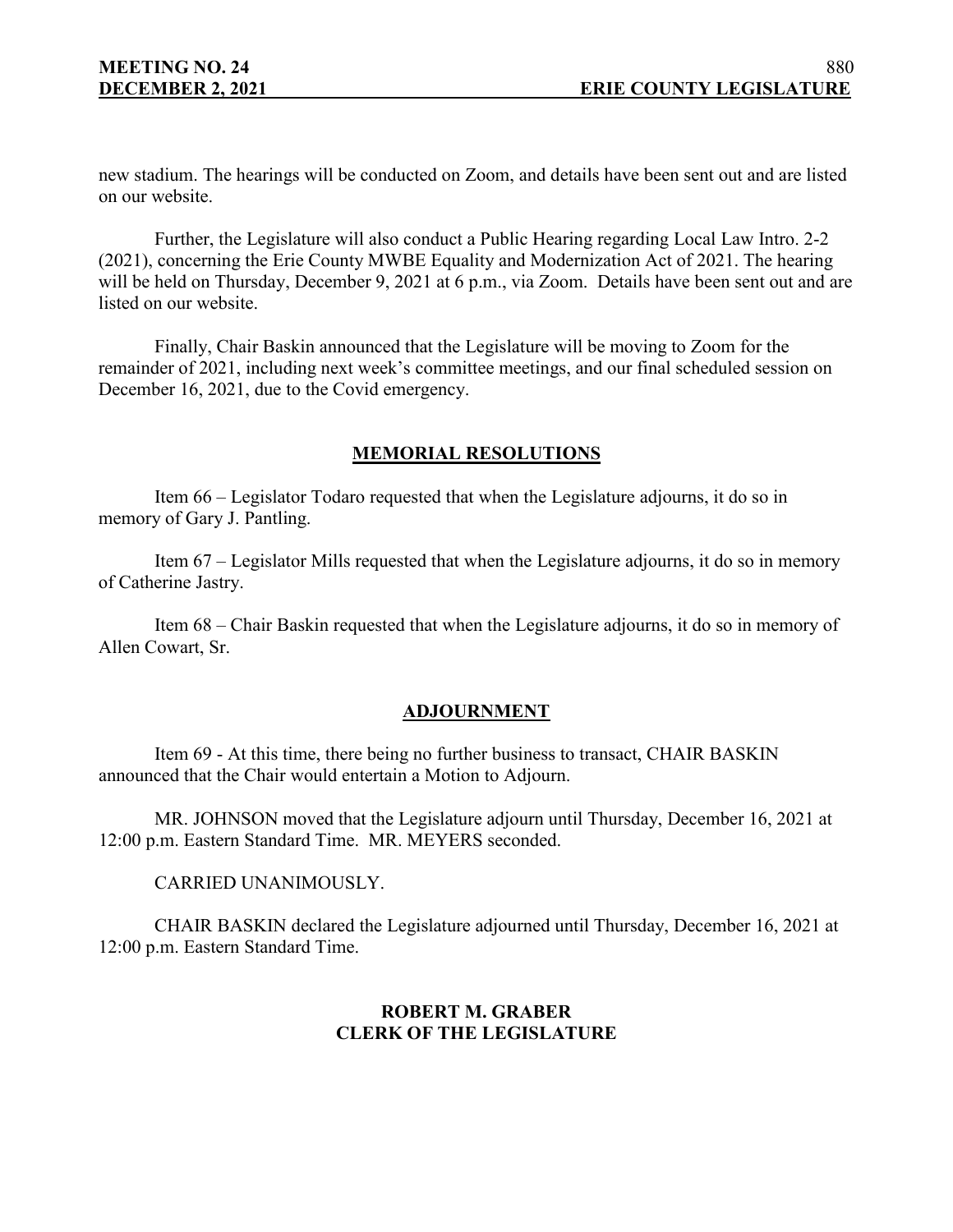new stadium. The hearings will be conducted on Zoom, and details have been sent out and are listed on our website.

Further, the Legislature will also conduct a Public Hearing regarding Local Law Intro. 2-2 (2021), concerning the Erie County MWBE Equality and Modernization Act of 2021. The hearing will be held on Thursday, December 9, 2021 at 6 p.m., via Zoom. Details have been sent out and are listed on our website.

Finally, Chair Baskin announced that the Legislature will be moving to Zoom for the remainder of 2021, including next week's committee meetings, and our final scheduled session on December 16, 2021, due to the Covid emergency.

## MEMORIAL RESOLUTIONS

Item 66 – Legislator Todaro requested that when the Legislature adjourns, it do so in memory of Gary J. Pantling.

Item 67 – Legislator Mills requested that when the Legislature adjourns, it do so in memory of Catherine Jastry.

Item 68 – Chair Baskin requested that when the Legislature adjourns, it do so in memory of Allen Cowart, Sr.

## ADJOURNMENT

Item 69 - At this time, there being no further business to transact, CHAIR BASKIN announced that the Chair would entertain a Motion to Adjourn.

MR. JOHNSON moved that the Legislature adjourn until Thursday, December 16, 2021 at 12:00 p.m. Eastern Standard Time. MR. MEYERS seconded.

CARRIED UNANIMOUSLY.

CHAIR BASKIN declared the Legislature adjourned until Thursday, December 16, 2021 at 12:00 p.m. Eastern Standard Time.

**ROBERT M. GRABER**
**CLERK OF THE LEGISLATURE**